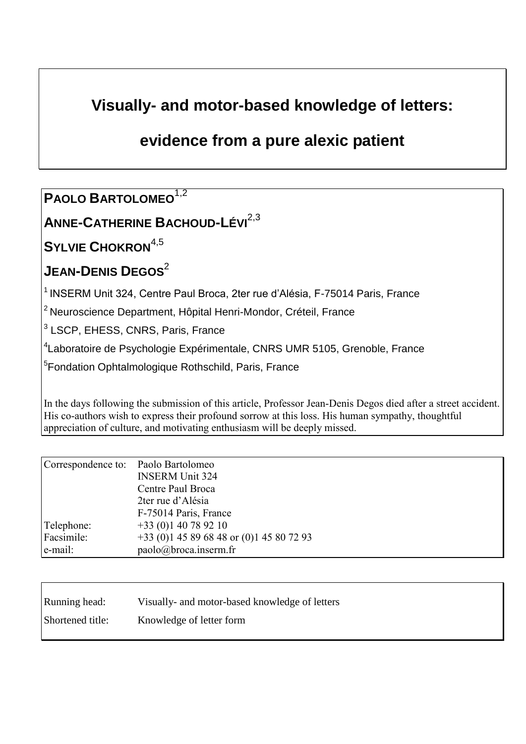# Visually- and motor-based knowledge of letters: evidence from a pure alexic patient

**PAOLO BARTOLOMEO**[1,2]

**ANNE-CATHERINE BACHOUD-LÉVI**[2,3]

**SYLVIE CHOKRON**[4,5]

**JEAN-DENIS DEGOS**[2]

[1] INSERM Unit 324, Centre Paul Broca, 2ter rue d'Alésia, F-75014 Paris, France

[2] Neuroscience Department, Hôpital Henri-Mondor, Créteil, France

[3] LSCP, EHESS, CNRS, Paris, France

[4] Laboratoire de Psychologie Expérimentale, CNRS UMR 5105, Grenoble, France

[5] Fondation Ophtalmologique Rothschild, Paris, France

In the days following the submission of this article, Professor Jean-Denis Degos died after a street accident. His co-authors wish to express their profound sorrow at this loss. His human sympathy, thoughtful appreciation of culture, and motivating enthusiasm will be deeply missed.

| | |
|---|---|
| Correspondence to: | Paolo Bartolomeo<br>INSERM Unit 324<br>Centre Paul Broca<br>2ter rue d'Alésia<br>F-75014 Paris, France |
| Telephone: | +33 (0)1 40 78 92 10 |
| Facsimile: | +33 (0)1 45 89 68 48 or (0)1 45 80 72 93 |
| e-mail: | paolo@broca.inserm.fr |

| | |
|---|---|
| Running head: | Visually- and motor-based knowledge of letters |
| Shortened title: | Knowledge of letter form |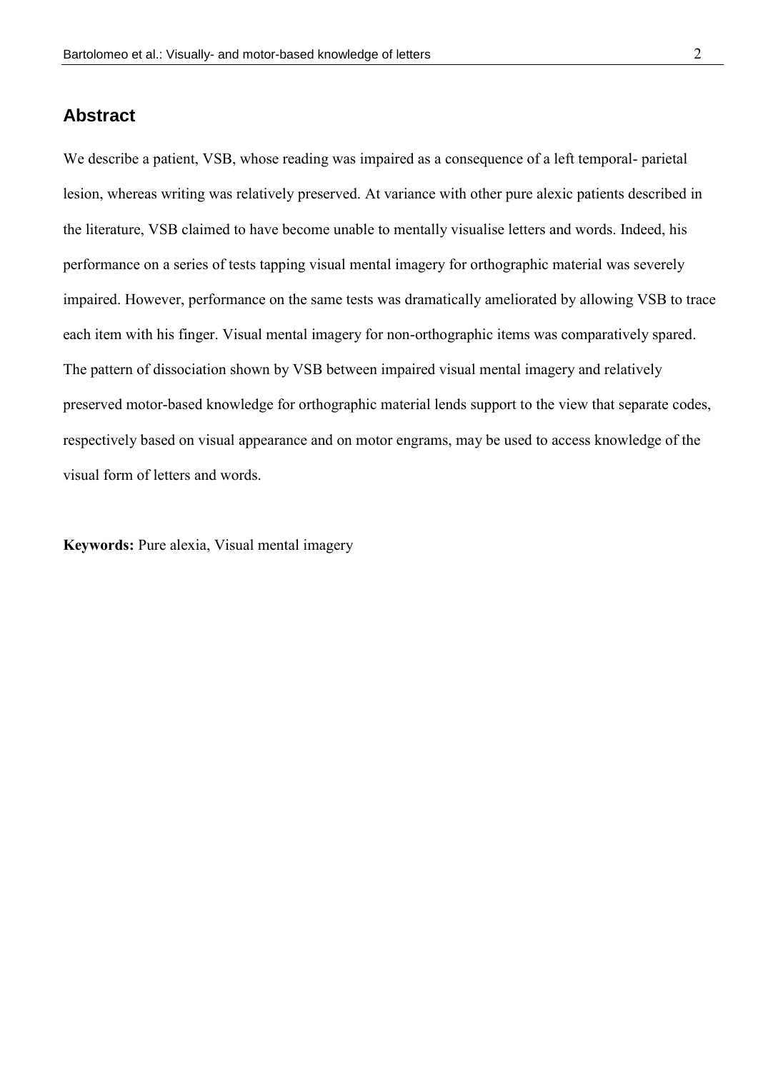## Abstract

We describe a patient, VSB, whose reading was impaired as a consequence of a left temporal- parietal lesion, whereas writing was relatively preserved. At variance with other pure alexic patients described in the literature, VSB claimed to have become unable to mentally visualise letters and words. Indeed, his performance on a series of tests tapping visual mental imagery for orthographic material was severely impaired. However, performance on the same tests was dramatically ameliorated by allowing VSB to trace each item with his finger. Visual mental imagery for non-orthographic items was comparatively spared. The pattern of dissociation shown by VSB between impaired visual mental imagery and relatively preserved motor-based knowledge for orthographic material lends support to the view that separate codes, respectively based on visual appearance and on motor engrams, may be used to access knowledge of the visual form of letters and words.

**Keywords:** Pure alexia, Visual mental imagery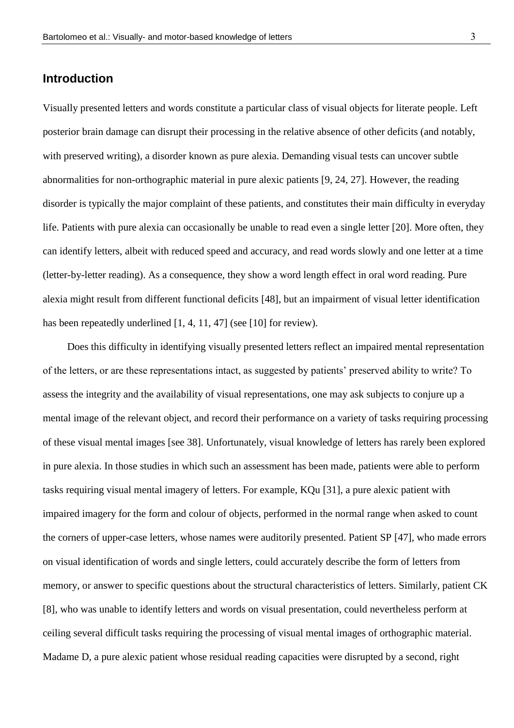## Introduction

Visually presented letters and words constitute a particular class of visual objects for literate people. Left posterior brain damage can disrupt their processing in the relative absence of other deficits (and notably, with preserved writing), a disorder known as pure alexia. Demanding visual tests can uncover subtle abnormalities for non-orthographic material in pure alexic patients [9, 24, 27]. However, the reading disorder is typically the major complaint of these patients, and constitutes their main difficulty in everyday life. Patients with pure alexia can occasionally be unable to read even a single letter [20]. More often, they can identify letters, albeit with reduced speed and accuracy, and read words slowly and one letter at a time (letter-by-letter reading). As a consequence, they show a word length effect in oral word reading. Pure alexia might result from different functional deficits [48], but an impairment of visual letter identification has been repeatedly underlined [1, 4, 11, 47] (see [10] for review).

Does this difficulty in identifying visually presented letters reflect an impaired mental representation of the letters, or are these representations intact, as suggested by patients' preserved ability to write? To assess the integrity and the availability of visual representations, one may ask subjects to conjure up a mental image of the relevant object, and record their performance on a variety of tasks requiring processing of these visual mental images [see 38]. Unfortunately, visual knowledge of letters has rarely been explored in pure alexia. In those studies in which such an assessment has been made, patients were able to perform tasks requiring visual mental imagery of letters. For example, KQu [31], a pure alexic patient with impaired imagery for the form and colour of objects, performed in the normal range when asked to count the corners of upper-case letters, whose names were auditorily presented. Patient SP [47], who made errors on visual identification of words and single letters, could accurately describe the form of letters from memory, or answer to specific questions about the structural characteristics of letters. Similarly, patient CK [8], who was unable to identify letters and words on visual presentation, could nevertheless perform at ceiling several difficult tasks requiring the processing of visual mental images of orthographic material. Madame D, a pure alexic patient whose residual reading capacities were disrupted by a second, right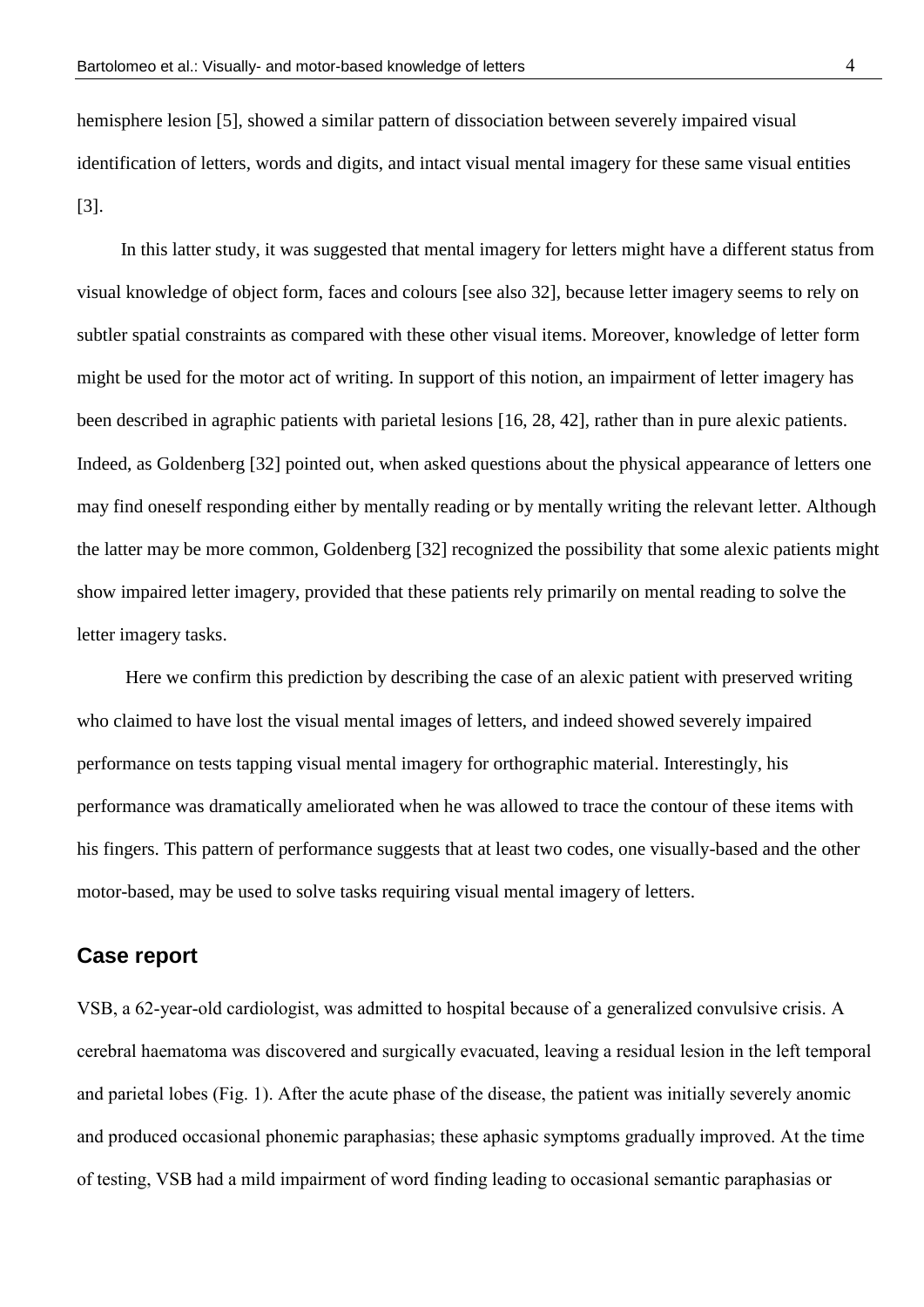hemisphere lesion [5], showed a similar pattern of dissociation between severely impaired visual identification of letters, words and digits, and intact visual mental imagery for these same visual entities [3].

In this latter study, it was suggested that mental imagery for letters might have a different status from visual knowledge of object form, faces and colours [see also 32], because letter imagery seems to rely on subtler spatial constraints as compared with these other visual items. Moreover, knowledge of letter form might be used for the motor act of writing. In support of this notion, an impairment of letter imagery has been described in agraphic patients with parietal lesions [16, 28, 42], rather than in pure alexic patients. Indeed, as Goldenberg [32] pointed out, when asked questions about the physical appearance of letters one may find oneself responding either by mentally reading or by mentally writing the relevant letter. Although the latter may be more common, Goldenberg [32] recognized the possibility that some alexic patients might show impaired letter imagery, provided that these patients rely primarily on mental reading to solve the letter imagery tasks.

Here we confirm this prediction by describing the case of an alexic patient with preserved writing who claimed to have lost the visual mental images of letters, and indeed showed severely impaired performance on tests tapping visual mental imagery for orthographic material. Interestingly, his performance was dramatically ameliorated when he was allowed to trace the contour of these items with his fingers. This pattern of performance suggests that at least two codes, one visually-based and the other motor-based, may be used to solve tasks requiring visual mental imagery of letters.

## Case report

VSB, a 62-year-old cardiologist, was admitted to hospital because of a generalized convulsive crisis. A cerebral haematoma was discovered and surgically evacuated, leaving a residual lesion in the left temporal and parietal lobes (Fig. 1). After the acute phase of the disease, the patient was initially severely anomic and produced occasional phonemic paraphasias; these aphasic symptoms gradually improved. At the time of testing, VSB had a mild impairment of word finding leading to occasional semantic paraphasias or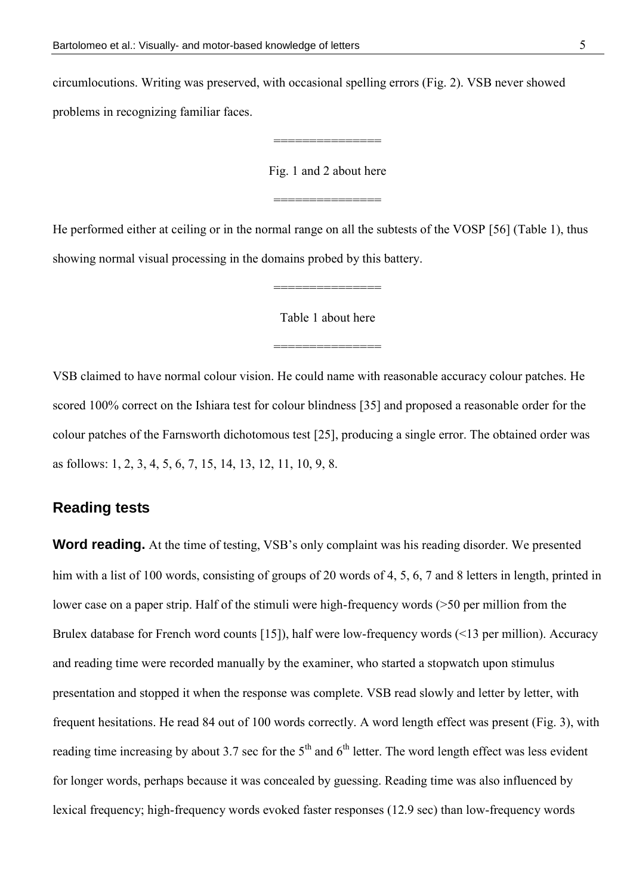circumlocutions. Writing was preserved, with occasional spelling errors (Fig. 2). VSB never showed problems in recognizing familiar faces.

===============

Fig. 1 and 2 about here

===============

He performed either at ceiling or in the normal range on all the subtests of the VOSP [56] (Table 1), thus showing normal visual processing in the domains probed by this battery.

===============

Table 1 about here

===============

VSB claimed to have normal colour vision. He could name with reasonable accuracy colour patches. He scored 100% correct on the Ishiara test for colour blindness [35] and proposed a reasonable order for the colour patches of the Farnsworth dichotomous test [25], producing a single error. The obtained order was as follows: 1, 2, 3, 4, 5, 6, 7, 15, 14, 13, 12, 11, 10, 9, 8.

## Reading tests

**Word reading.** At the time of testing, VSB's only complaint was his reading disorder. We presented him with a list of 100 words, consisting of groups of 20 words of 4, 5, 6, 7 and 8 letters in length, printed in lower case on a paper strip. Half of the stimuli were high-frequency words (>50 per million from the Brulex database for French word counts [15]), half were low-frequency words (<13 per million). Accuracy and reading time were recorded manually by the examiner, who started a stopwatch upon stimulus presentation and stopped it when the response was complete. VSB read slowly and letter by letter, with frequent hesitations. He read 84 out of 100 words correctly. A word length effect was present (Fig. 3), with reading time increasing by about 3.7 sec for the 5th and 6th letter. The word length effect was less evident for longer words, perhaps because it was concealed by guessing. Reading time was also influenced by lexical frequency; high-frequency words evoked faster responses (12.9 sec) than low-frequency words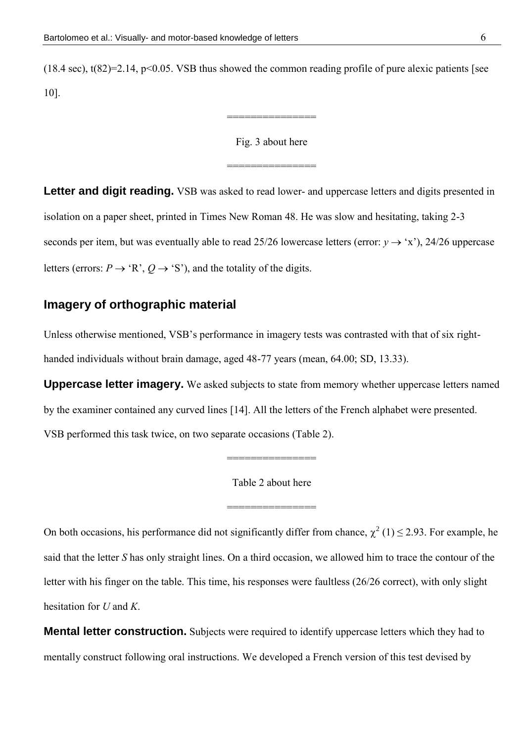(18.4 sec), $t(82)=2.14$, $p<0.05$. VSB thus showed the common reading profile of pure alexic patients [see 10].

===============

Fig. 3 about here

===============

**Letter and digit reading.** VSB was asked to read lower- and uppercase letters and digits presented in isolation on a paper sheet, printed in Times New Roman 48. He was slow and hesitating, taking 2-3 seconds per item, but was eventually able to read 25/26 lowercase letters (error: *y* → 'x'), 24/26 uppercase letters (errors: *P* → 'R', *Q* → 'S'), and the totality of the digits.

## Imagery of orthographic material

Unless otherwise mentioned, VSB's performance in imagery tests was contrasted with that of six right-handed individuals without brain damage, aged 48-77 years (mean, 64.00; SD, 13.33).

**Uppercase letter imagery.** We asked subjects to state from memory whether uppercase letters named by the examiner contained any curved lines [14]. All the letters of the French alphabet were presented. VSB performed this task twice, on two separate occasions (Table 2).

===============

Table 2 about here

===============

On both occasions, his performance did not significantly differ from chance, $\chi^2(1) \leq 2.93$. For example, he said that the letter *S* has only straight lines. On a third occasion, we allowed him to trace the contour of the letter with his finger on the table. This time, his responses were faultless (26/26 correct), with only slight hesitation for *U* and *K*.

**Mental letter construction.** Subjects were required to identify uppercase letters which they had to mentally construct following oral instructions. We developed a French version of this test devised by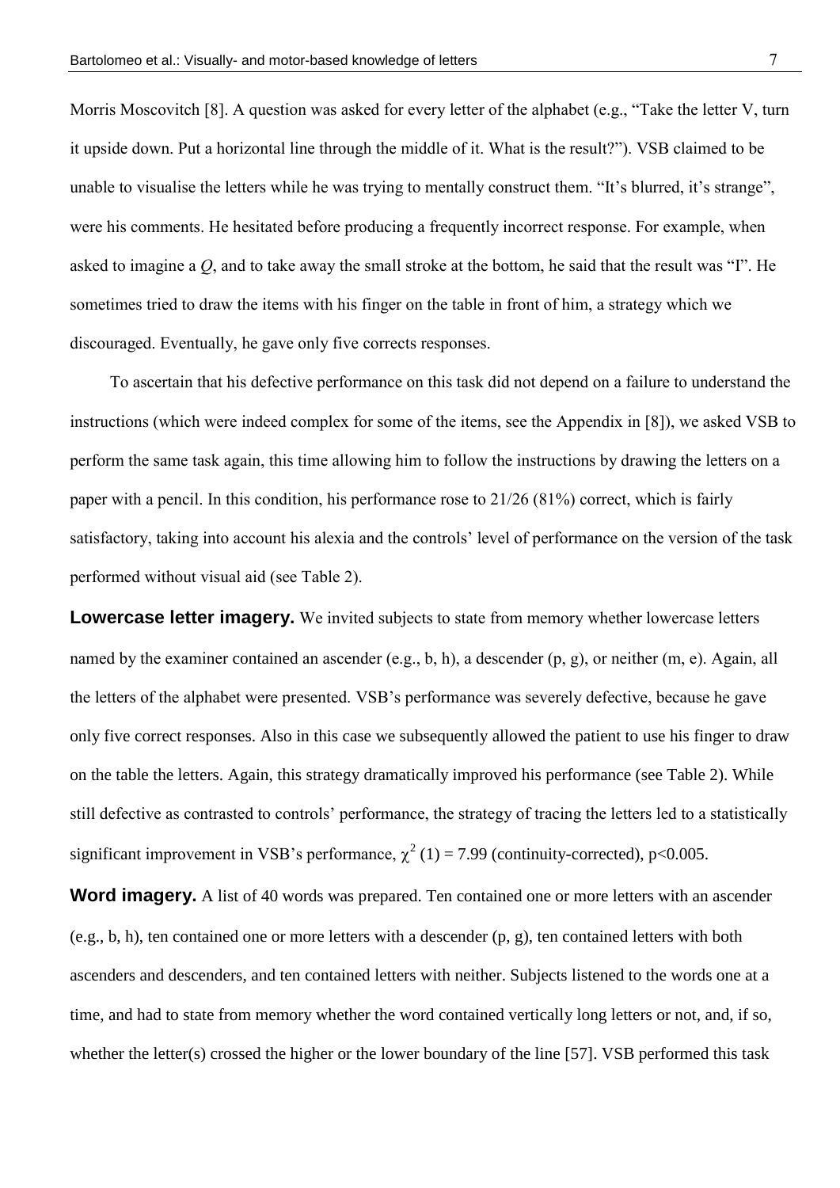Morris Moscovitch [8]. A question was asked for every letter of the alphabet (e.g., "Take the letter V, turn it upside down. Put a horizontal line through the middle of it. What is the result?"). VSB claimed to be unable to visualise the letters while he was trying to mentally construct them. "It's blurred, it's strange", were his comments. He hesitated before producing a frequently incorrect response. For example, when asked to imagine a *Q*, and to take away the small stroke at the bottom, he said that the result was "I". He sometimes tried to draw the items with his finger on the table in front of him, a strategy which we discouraged. Eventually, he gave only five corrects responses.

To ascertain that his defective performance on this task did not depend on a failure to understand the instructions (which were indeed complex for some of the items, see the Appendix in [8]), we asked VSB to perform the same task again, this time allowing him to follow the instructions by drawing the letters on a paper with a pencil. In this condition, his performance rose to 21/26 (81%) correct, which is fairly satisfactory, taking into account his alexia and the controls' level of performance on the version of the task performed without visual aid (see Table 2).

**Lowercase letter imagery.** We invited subjects to state from memory whether lowercase letters named by the examiner contained an ascender (e.g., b, h), a descender (p, g), or neither (m, e). Again, all the letters of the alphabet were presented. VSB's performance was severely defective, because he gave only five correct responses. Also in this case we subsequently allowed the patient to use his finger to draw on the table the letters. Again, this strategy dramatically improved his performance (see Table 2). While still defective as contrasted to controls' performance, the strategy of tracing the letters led to a statistically significant improvement in VSB's performance, $\chi^2$ (1) = 7.99 (continuity-corrected), $p<0.005$.

**Word imagery.** A list of 40 words was prepared. Ten contained one or more letters with an ascender (e.g., b, h), ten contained one or more letters with a descender (p, g), ten contained letters with both ascenders and descenders, and ten contained letters with neither. Subjects listened to the words one at a time, and had to state from memory whether the word contained vertically long letters or not, and, if so, whether the letter(s) crossed the higher or the lower boundary of the line [57]. VSB performed this task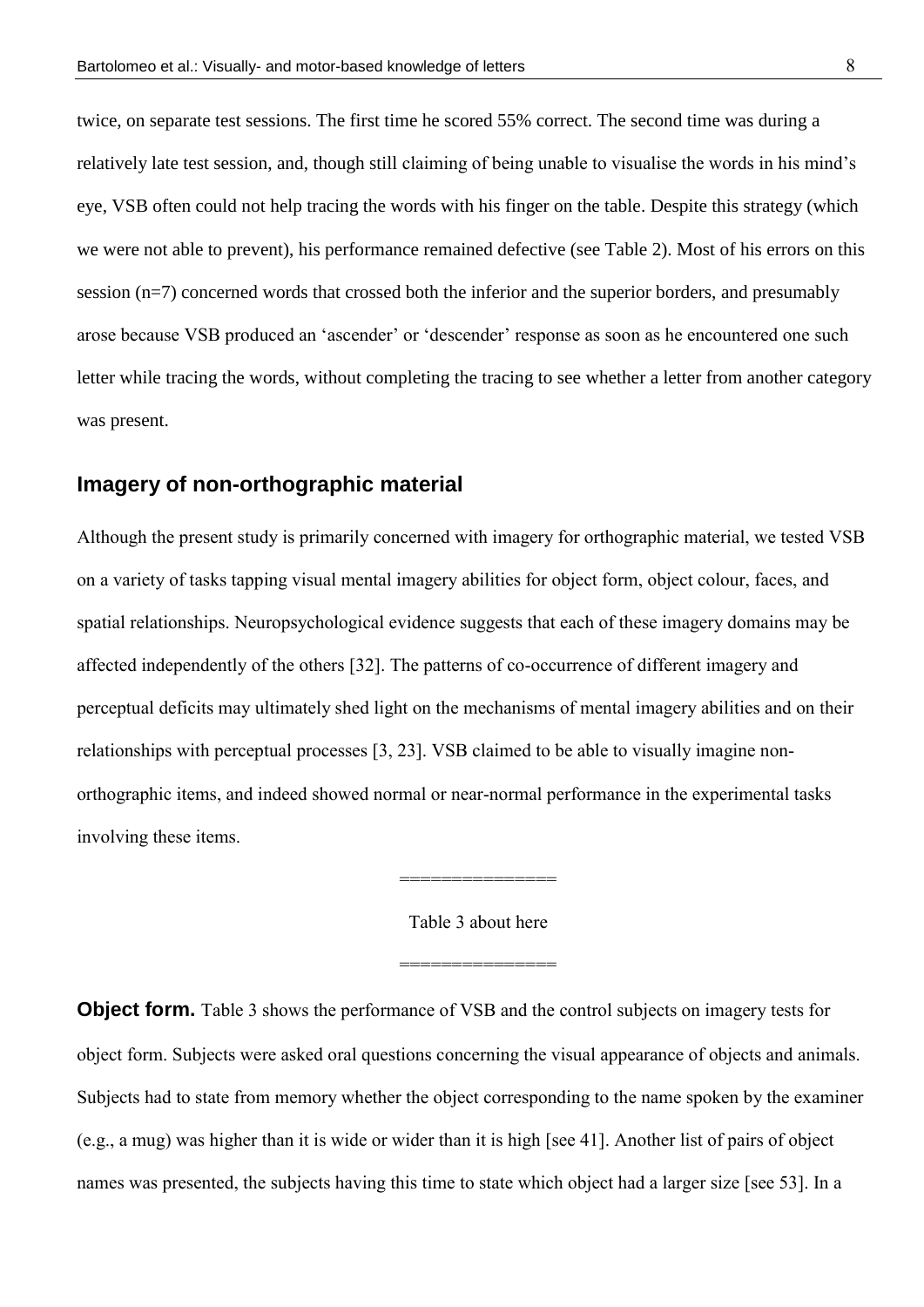twice, on separate test sessions. The first time he scored 55% correct. The second time was during a relatively late test session, and, though still claiming of being unable to visualise the words in his mind's eye, VSB often could not help tracing the words with his finger on the table. Despite this strategy (which we were not able to prevent), his performance remained defective (see Table 2). Most of his errors on this session (n=7) concerned words that crossed both the inferior and the superior borders, and presumably arose because VSB produced an 'ascender' or 'descender' response as soon as he encountered one such letter while tracing the words, without completing the tracing to see whether a letter from another category was present.

## Imagery of non-orthographic material

Although the present study is primarily concerned with imagery for orthographic material, we tested VSB on a variety of tasks tapping visual mental imagery abilities for object form, object colour, faces, and spatial relationships. Neuropsychological evidence suggests that each of these imagery domains may be affected independently of the others [32]. The patterns of co-occurrence of different imagery and perceptual deficits may ultimately shed light on the mechanisms of mental imagery abilities and on their relationships with perceptual processes [3, 23]. VSB claimed to be able to visually imagine non-orthographic items, and indeed showed normal or near-normal performance in the experimental tasks involving these items.

===============

Table 3 about here

===============

**Object form.** Table 3 shows the performance of VSB and the control subjects on imagery tests for object form. Subjects were asked oral questions concerning the visual appearance of objects and animals. Subjects had to state from memory whether the object corresponding to the name spoken by the examiner (e.g., a mug) was higher than it is wide or wider than it is high [see 41]. Another list of pairs of object names was presented, the subjects having this time to state which object had a larger size [see 53]. In a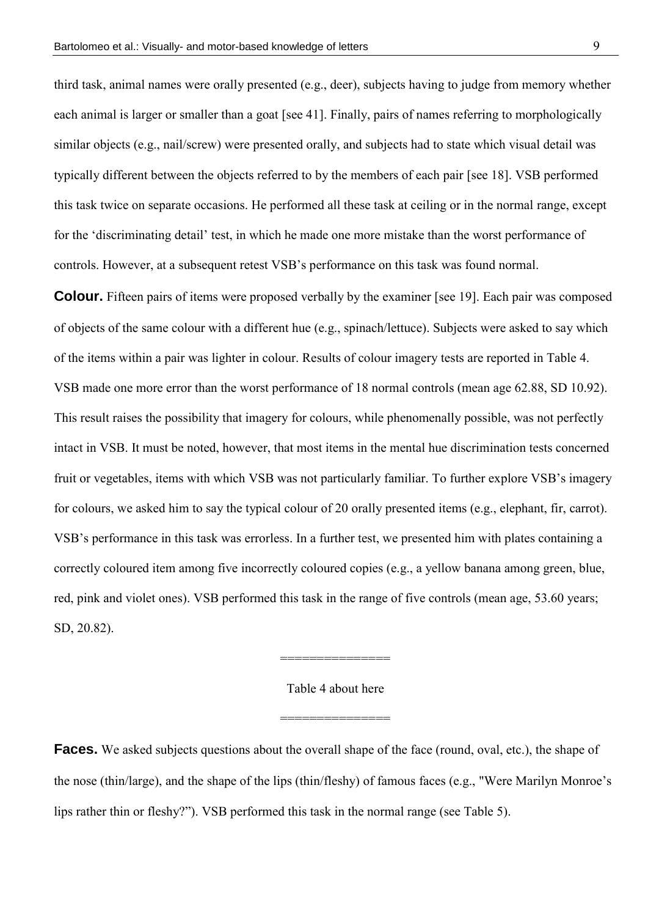third task, animal names were orally presented (e.g., deer), subjects having to judge from memory whether each animal is larger or smaller than a goat [see 41]. Finally, pairs of names referring to morphologically similar objects (e.g., nail/screw) were presented orally, and subjects had to state which visual detail was typically different between the objects referred to by the members of each pair [see 18]. VSB performed this task twice on separate occasions. He performed all these task at ceiling or in the normal range, except for the 'discriminating detail' test, in which he made one more mistake than the worst performance of controls. However, at a subsequent retest VSB's performance on this task was found normal.

**Colour.** Fifteen pairs of items were proposed verbally by the examiner [see 19]. Each pair was composed of objects of the same colour with a different hue (e.g., spinach/lettuce). Subjects were asked to say which of the items within a pair was lighter in colour. Results of colour imagery tests are reported in Table 4. VSB made one more error than the worst performance of 18 normal controls (mean age 62.88, SD 10.92). This result raises the possibility that imagery for colours, while phenomenally possible, was not perfectly intact in VSB. It must be noted, however, that most items in the mental hue discrimination tests concerned fruit or vegetables, items with which VSB was not particularly familiar. To further explore VSB's imagery for colours, we asked him to say the typical colour of 20 orally presented items (e.g., elephant, fir, carrot). VSB's performance in this task was errorless. In a further test, we presented him with plates containing a correctly coloured item among five incorrectly coloured copies (e.g., a yellow banana among green, blue, red, pink and violet ones). VSB performed this task in the range of five controls (mean age, 53.60 years; SD, 20.82).

===============

Table 4 about here

===============

**Faces.** We asked subjects questions about the overall shape of the face (round, oval, etc.), the shape of the nose (thin/large), and the shape of the lips (thin/fleshy) of famous faces (e.g., "Were Marilyn Monroe's lips rather thin or fleshy?"). VSB performed this task in the normal range (see Table 5).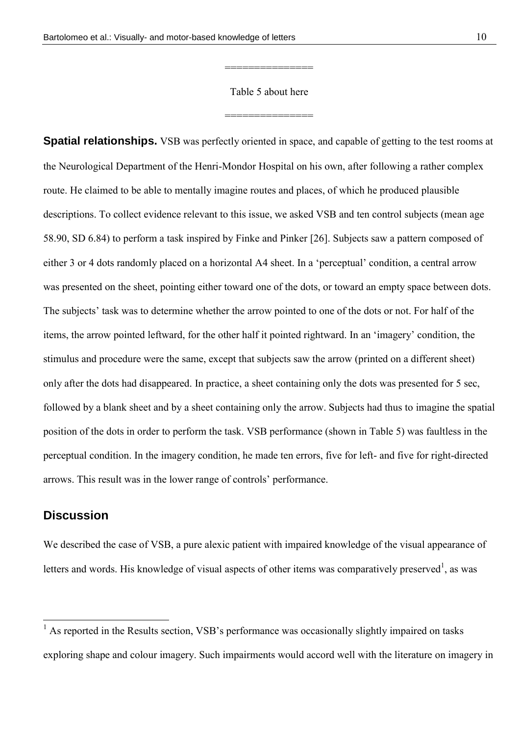===============

Table 5 about here

===============

**Spatial relationships.** VSB was perfectly oriented in space, and capable of getting to the test rooms at the Neurological Department of the Henri-Mondor Hospital on his own, after following a rather complex route. He claimed to be able to mentally imagine routes and places, of which he produced plausible descriptions. To collect evidence relevant to this issue, we asked VSB and ten control subjects (mean age 58.90, SD 6.84) to perform a task inspired by Finke and Pinker [26]. Subjects saw a pattern composed of either 3 or 4 dots randomly placed on a horizontal A4 sheet. In a 'perceptual' condition, a central arrow was presented on the sheet, pointing either toward one of the dots, or toward an empty space between dots. The subjects' task was to determine whether the arrow pointed to one of the dots or not. For half of the items, the arrow pointed leftward, for the other half it pointed rightward. In an 'imagery' condition, the stimulus and procedure were the same, except that subjects saw the arrow (printed on a different sheet) only after the dots had disappeared. In practice, a sheet containing only the dots was presented for 5 sec, followed by a blank sheet and by a sheet containing only the arrow. Subjects had thus to imagine the spatial position of the dots in order to perform the task. VSB performance (shown in Table 5) was faultless in the perceptual condition. In the imagery condition, he made ten errors, five for left- and five for right-directed arrows. This result was in the lower range of controls' performance.

## Discussion

We described the case of VSB, a pure alexic patient with impaired knowledge of the visual appearance of letters and words. His knowledge of visual aspects of other items was comparatively preserved[1], as was

[1] As reported in the Results section, VSB's performance was occasionally slightly impaired on tasks exploring shape and colour imagery. Such impairments would accord well with the literature on imagery in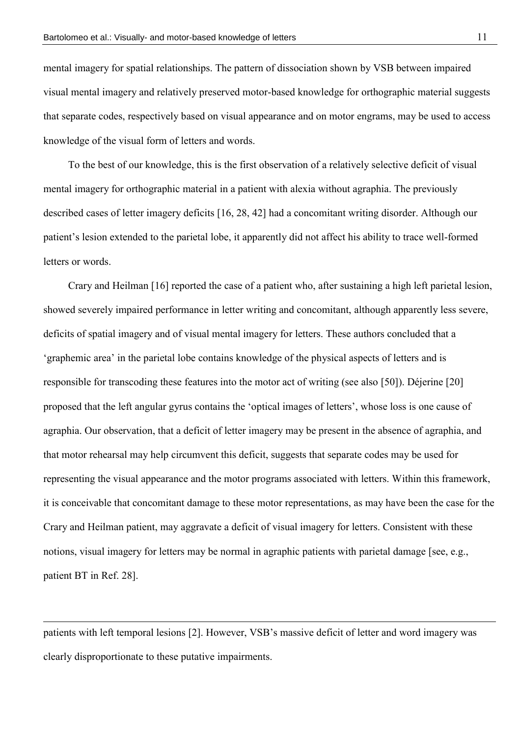mental imagery for spatial relationships. The pattern of dissociation shown by VSB between impaired visual mental imagery and relatively preserved motor-based knowledge for orthographic material suggests that separate codes, respectively based on visual appearance and on motor engrams, may be used to access knowledge of the visual form of letters and words.

To the best of our knowledge, this is the first observation of a relatively selective deficit of visual mental imagery for orthographic material in a patient with alexia without agraphia. The previously described cases of letter imagery deficits [16, 28, 42] had a concomitant writing disorder. Although our patient's lesion extended to the parietal lobe, it apparently did not affect his ability to trace well-formed letters or words.

Crary and Heilman [16] reported the case of a patient who, after sustaining a high left parietal lesion, showed severely impaired performance in letter writing and concomitant, although apparently less severe, deficits of spatial imagery and of visual mental imagery for letters. These authors concluded that a 'graphemic area' in the parietal lobe contains knowledge of the physical aspects of letters and is responsible for transcoding these features into the motor act of writing (see also [50]). Déjerine [20] proposed that the left angular gyrus contains the 'optical images of letters', whose loss is one cause of agraphia. Our observation, that a deficit of letter imagery may be present in the absence of agraphia, and that motor rehearsal may help circumvent this deficit, suggests that separate codes may be used for representing the visual appearance and the motor programs associated with letters. Within this framework, it is conceivable that concomitant damage to these motor representations, as may have been the case for the Crary and Heilman patient, may aggravate a deficit of visual imagery for letters. Consistent with these notions, visual imagery for letters may be normal in agraphic patients with parietal damage [see, e.g., patient BT in Ref. 28].

---

patients with left temporal lesions [2]. However, VSB's massive deficit of letter and word imagery was clearly disproportionate to these putative impairments.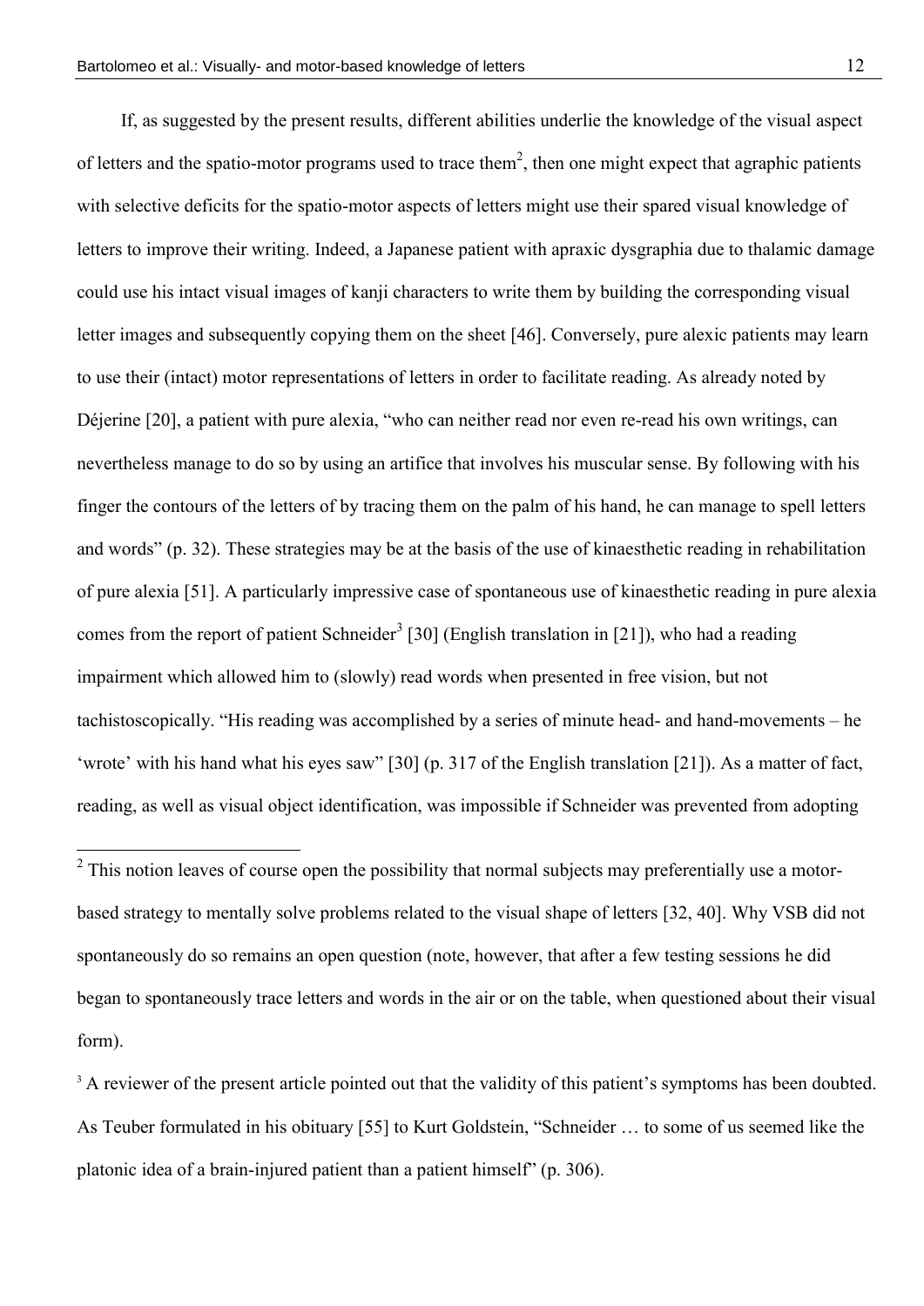If, as suggested by the present results, different abilities underlie the knowledge of the visual aspect of letters and the spatio-motor programs used to trace them[2], then one might expect that agraphic patients with selective deficits for the spatio-motor aspects of letters might use their spared visual knowledge of letters to improve their writing. Indeed, a Japanese patient with apraxic dysgraphia due to thalamic damage could use his intact visual images of kanji characters to write them by building the corresponding visual letter images and subsequently copying them on the sheet [46]. Conversely, pure alexic patients may learn to use their (intact) motor representations of letters in order to facilitate reading. As already noted by Déjerine [20], a patient with pure alexia, "who can neither read nor even re-read his own writings, can nevertheless manage to do so by using an artifice that involves his muscular sense. By following with his finger the contours of the letters of by tracing them on the palm of his hand, he can manage to spell letters and words" (p. 32). These strategies may be at the basis of the use of kinaesthetic reading in rehabilitation of pure alexia [51]. A particularly impressive case of spontaneous use of kinaesthetic reading in pure alexia comes from the report of patient Schneider[3] [30] (English translation in [21]), who had a reading impairment which allowed him to (slowly) read words when presented in free vision, but not tachistoscopically. "His reading was accomplished by a series of minute head- and hand-movements – he 'wrote' with his hand what his eyes saw" [30] (p. 317 of the English translation [21]). As a matter of fact, reading, as well as visual object identification, was impossible if Schneider was prevented from adopting

---

[2] This notion leaves of course open the possibility that normal subjects may preferentially use a motor-based strategy to mentally solve problems related to the visual shape of letters [32, 40]. Why VSB did not spontaneously do so remains an open question (note, however, that after a few testing sessions he did began to spontaneously trace letters and words in the air or on the table, when questioned about their visual form).

[3] A reviewer of the present article pointed out that the validity of this patient's symptoms has been doubted. As Teuber formulated in his obituary [55] to Kurt Goldstein, "Schneider … to some of us seemed like the platonic idea of a brain-injured patient than a patient himself" (p. 306).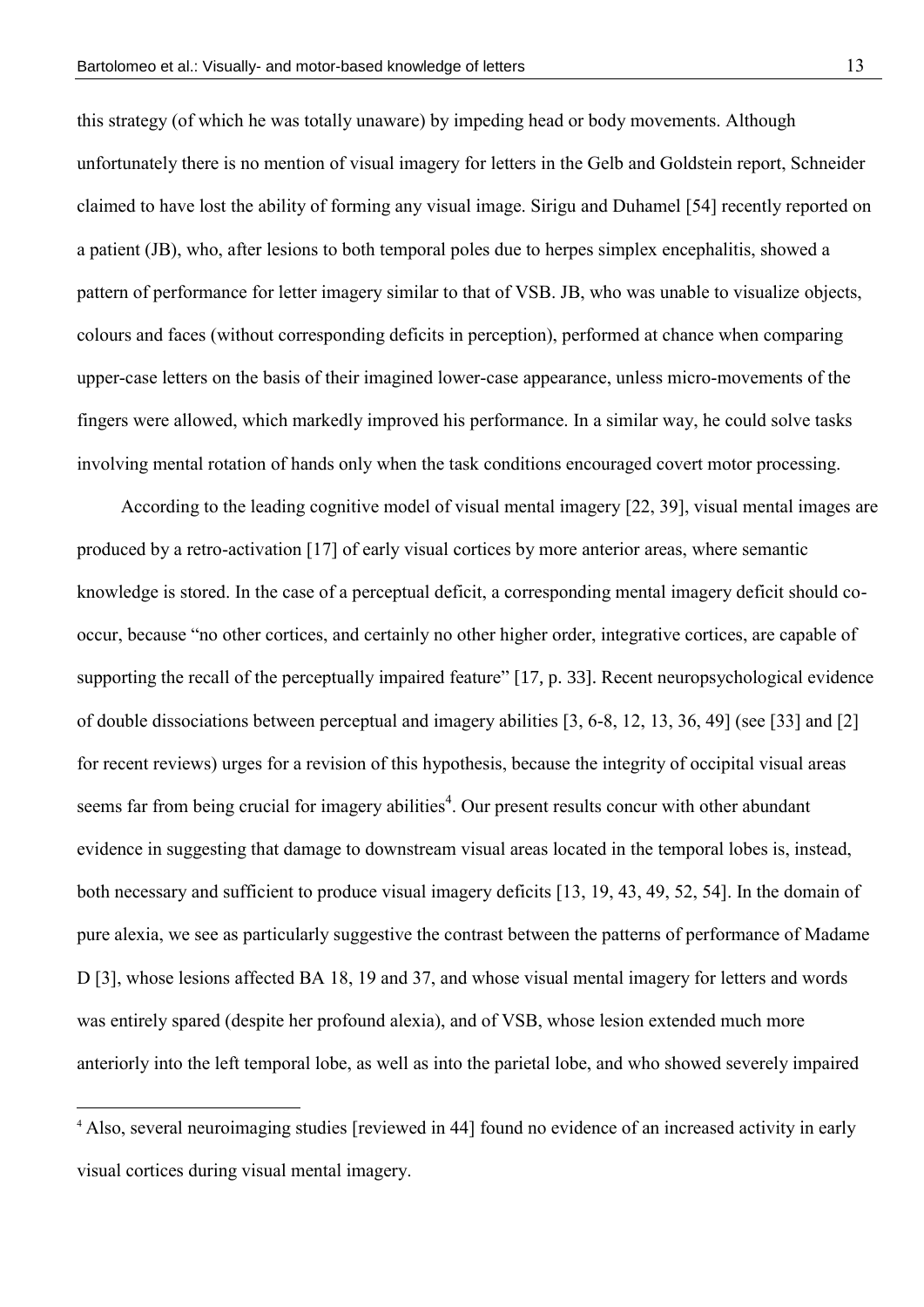this strategy (of which he was totally unaware) by impeding head or body movements. Although unfortunately there is no mention of visual imagery for letters in the Gelb and Goldstein report, Schneider claimed to have lost the ability of forming any visual image. Sirigu and Duhamel [54] recently reported on a patient (JB), who, after lesions to both temporal poles due to herpes simplex encephalitis, showed a pattern of performance for letter imagery similar to that of VSB. JB, who was unable to visualize objects, colours and faces (without corresponding deficits in perception), performed at chance when comparing upper-case letters on the basis of their imagined lower-case appearance, unless micro-movements of the fingers were allowed, which markedly improved his performance. In a similar way, he could solve tasks involving mental rotation of hands only when the task conditions encouraged covert motor processing.

According to the leading cognitive model of visual mental imagery [22, 39], visual mental images are produced by a retro-activation [17] of early visual cortices by more anterior areas, where semantic knowledge is stored. In the case of a perceptual deficit, a corresponding mental imagery deficit should co-occur, because "no other cortices, and certainly no other higher order, integrative cortices, are capable of supporting the recall of the perceptually impaired feature" [17, p. 33]. Recent neuropsychological evidence of double dissociations between perceptual and imagery abilities [3, 6-8, 12, 13, 36, 49] (see [33] and [2] for recent reviews) urges for a revision of this hypothesis, because the integrity of occipital visual areas seems far from being crucial for imagery abilities[4]. Our present results concur with other abundant evidence in suggesting that damage to downstream visual areas located in the temporal lobes is, instead, both necessary and sufficient to produce visual imagery deficits [13, 19, 43, 49, 52, 54]. In the domain of pure alexia, we see as particularly suggestive the contrast between the patterns of performance of Madame D [3], whose lesions affected BA 18, 19 and 37, and whose visual mental imagery for letters and words was entirely spared (despite her profound alexia), and of VSB, whose lesion extended much more anteriorly into the left temporal lobe, as well as into the parietal lobe, and who showed severely impaired

[4] Also, several neuroimaging studies [reviewed in 44] found no evidence of an increased activity in early visual cortices during visual mental imagery.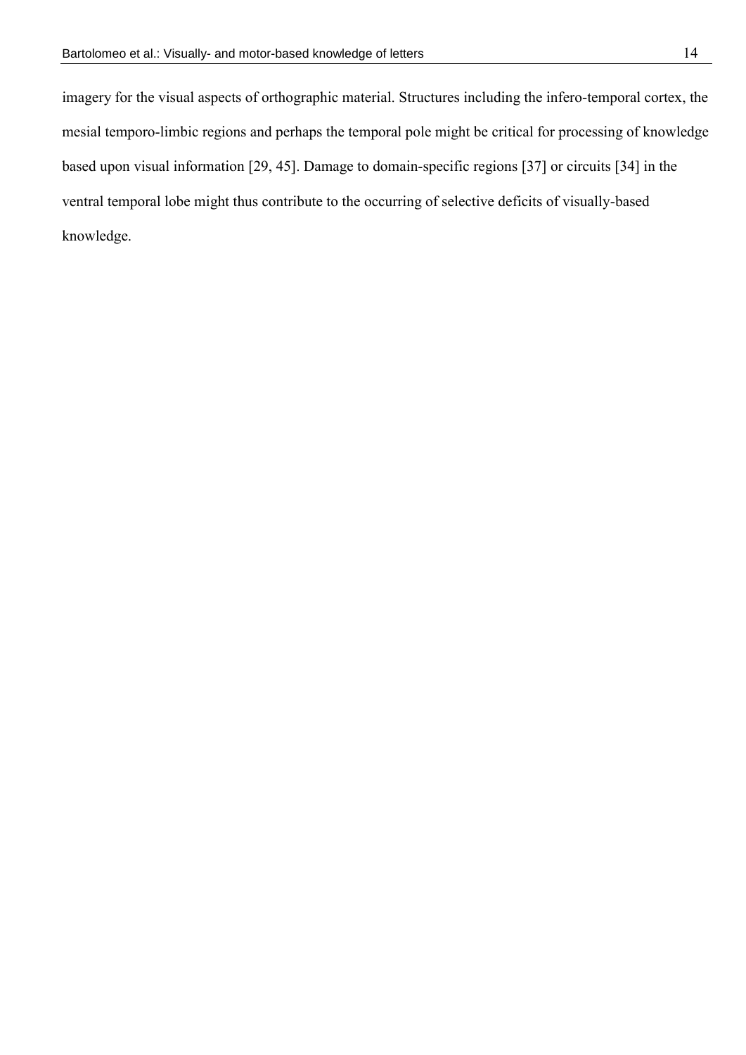imagery for the visual aspects of orthographic material. Structures including the infero-temporal cortex, the mesial temporo-limbic regions and perhaps the temporal pole might be critical for processing of knowledge based upon visual information [29, 45]. Damage to domain-specific regions [37] or circuits [34] in the ventral temporal lobe might thus contribute to the occurring of selective deficits of visually-based knowledge.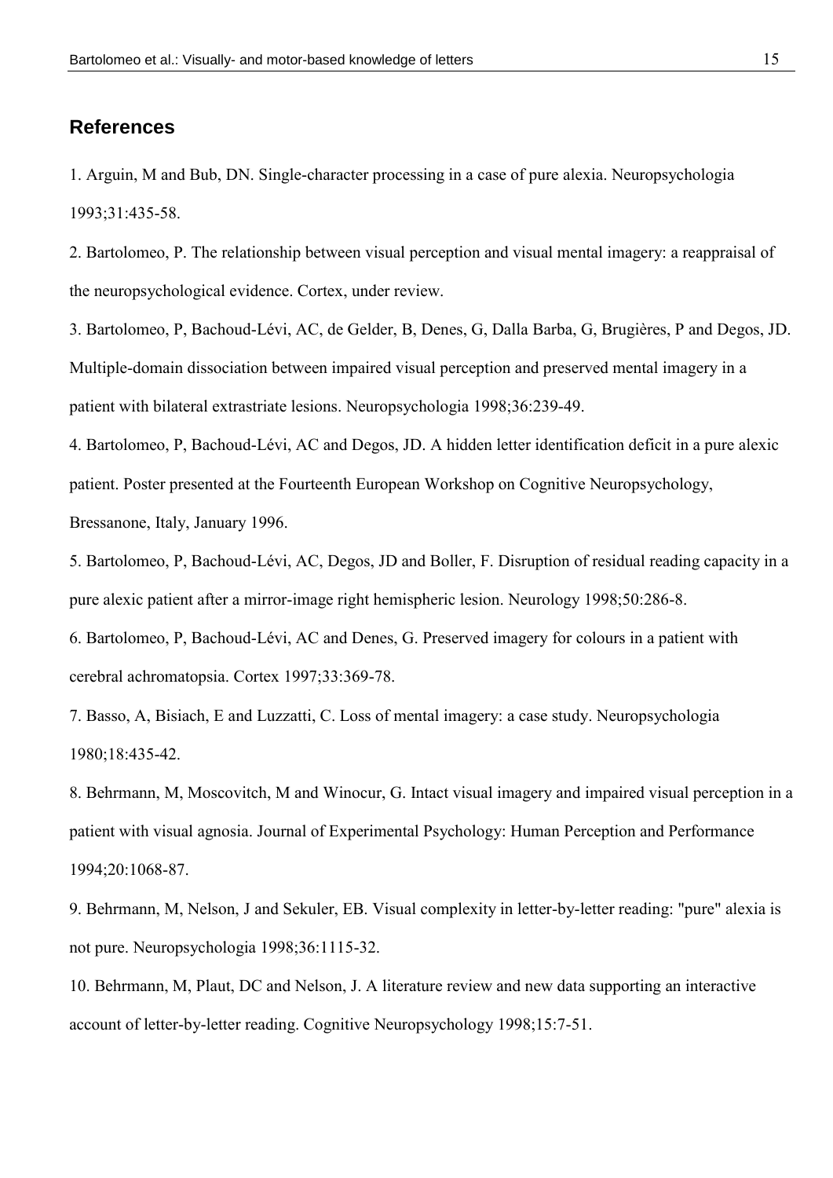## References

1. Arguin, M and Bub, DN. Single-character processing in a case of pure alexia. Neuropsychologia 1993;31:435-58.

2. Bartolomeo, P. The relationship between visual perception and visual mental imagery: a reappraisal of the neuropsychological evidence. Cortex, under review.

3. Bartolomeo, P, Bachoud-Lévi, AC, de Gelder, B, Denes, G, Dalla Barba, G, Brugières, P and Degos, JD. Multiple-domain dissociation between impaired visual perception and preserved mental imagery in a patient with bilateral extrastriate lesions. Neuropsychologia 1998;36:239-49.

4. Bartolomeo, P, Bachoud-Lévi, AC and Degos, JD. A hidden letter identification deficit in a pure alexic patient. Poster presented at the Fourteenth European Workshop on Cognitive Neuropsychology, Bressanone, Italy, January 1996.

5. Bartolomeo, P, Bachoud-Lévi, AC, Degos, JD and Boller, F. Disruption of residual reading capacity in a pure alexic patient after a mirror-image right hemispheric lesion. Neurology 1998;50:286-8.

6. Bartolomeo, P, Bachoud-Lévi, AC and Denes, G. Preserved imagery for colours in a patient with cerebral achromatopsia. Cortex 1997;33:369-78.

7. Basso, A, Bisiach, E and Luzzatti, C. Loss of mental imagery: a case study. Neuropsychologia 1980;18:435-42.

8. Behrmann, M, Moscovitch, M and Winocur, G. Intact visual imagery and impaired visual perception in a patient with visual agnosia. Journal of Experimental Psychology: Human Perception and Performance 1994;20:1068-87.

9. Behrmann, M, Nelson, J and Sekuler, EB. Visual complexity in letter-by-letter reading: "pure" alexia is not pure. Neuropsychologia 1998;36:1115-32.

10. Behrmann, M, Plaut, DC and Nelson, J. A literature review and new data supporting an interactive account of letter-by-letter reading. Cognitive Neuropsychology 1998;15:7-51.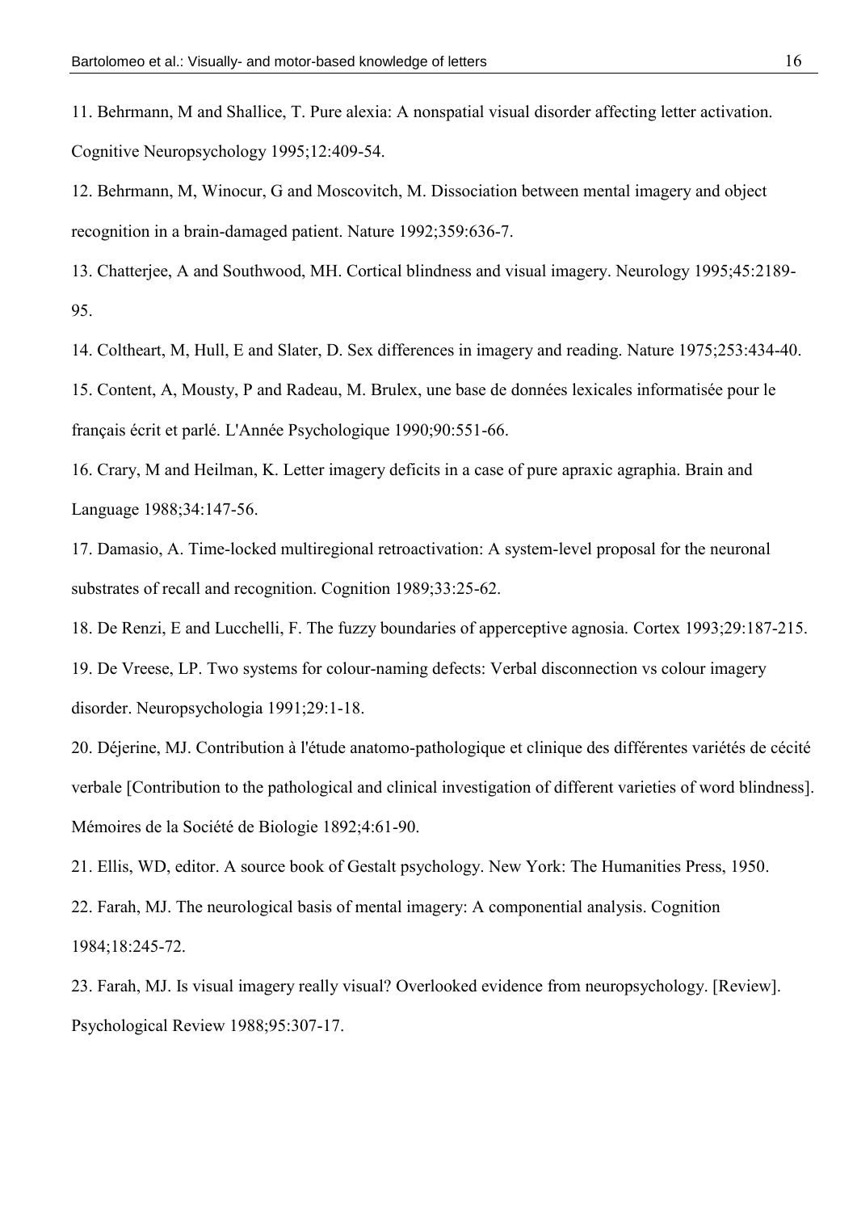11. Behrmann, M and Shallice, T. Pure alexia: A nonspatial visual disorder affecting letter activation. Cognitive Neuropsychology 1995;12:409-54.

12. Behrmann, M, Winocur, G and Moscovitch, M. Dissociation between mental imagery and object recognition in a brain-damaged patient. Nature 1992;359:636-7.

13. Chatterjee, A and Southwood, MH. Cortical blindness and visual imagery. Neurology 1995;45:2189-95.

14. Coltheart, M, Hull, E and Slater, D. Sex differences in imagery and reading. Nature 1975;253:434-40.

15. Content, A, Mousty, P and Radeau, M. Brulex, une base de données lexicales informatisée pour le français écrit et parlé. L'Année Psychologique 1990;90:551-66.

16. Crary, M and Heilman, K. Letter imagery deficits in a case of pure apraxic agraphia. Brain and Language 1988;34:147-56.

17. Damasio, A. Time-locked multiregional retroactivation: A system-level proposal for the neuronal substrates of recall and recognition. Cognition 1989;33:25-62.

18. De Renzi, E and Lucchelli, F. The fuzzy boundaries of apperceptive agnosia. Cortex 1993;29:187-215.

19. De Vreese, LP. Two systems for colour-naming defects: Verbal disconnection vs colour imagery disorder. Neuropsychologia 1991;29:1-18.

20. Déjerine, MJ. Contribution à l'étude anatomo-pathologique et clinique des différentes variétés de cécité verbale [Contribution to the pathological and clinical investigation of different varieties of word blindness]. Mémoires de la Société de Biologie 1892;4:61-90.

21. Ellis, WD, editor. A source book of Gestalt psychology. New York: The Humanities Press, 1950.

22. Farah, MJ. The neurological basis of mental imagery: A componential analysis. Cognition 1984;18:245-72.

23. Farah, MJ. Is visual imagery really visual? Overlooked evidence from neuropsychology. [Review]. Psychological Review 1988;95:307-17.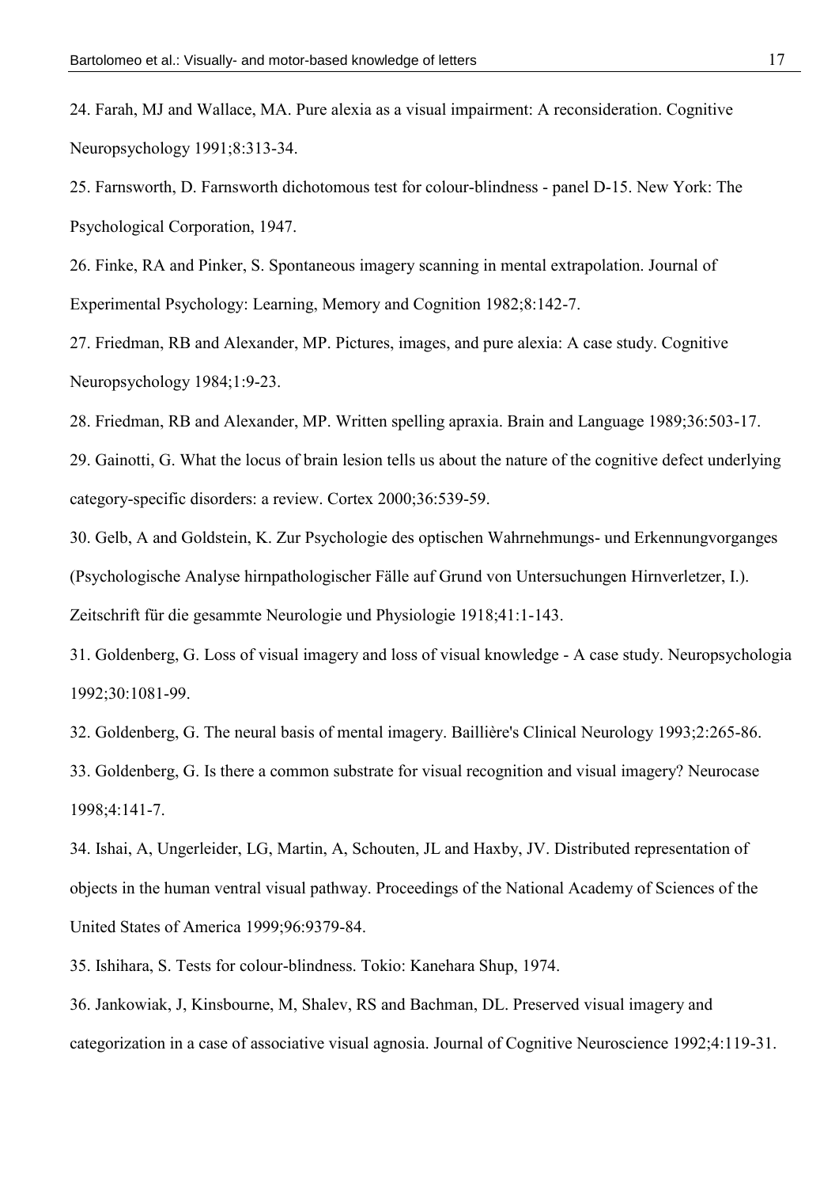24. Farah, MJ and Wallace, MA. Pure alexia as a visual impairment: A reconsideration. Cognitive Neuropsychology 1991;8:313-34.

25. Farnsworth, D. Farnsworth dichotomous test for colour-blindness - panel D-15. New York: The Psychological Corporation, 1947.

26. Finke, RA and Pinker, S. Spontaneous imagery scanning in mental extrapolation. Journal of Experimental Psychology: Learning, Memory and Cognition 1982;8:142-7.

27. Friedman, RB and Alexander, MP. Pictures, images, and pure alexia: A case study. Cognitive Neuropsychology 1984;1:9-23.

28. Friedman, RB and Alexander, MP. Written spelling apraxia. Brain and Language 1989;36:503-17.

29. Gainotti, G. What the locus of brain lesion tells us about the nature of the cognitive defect underlying category-specific disorders: a review. Cortex 2000;36:539-59.

30. Gelb, A and Goldstein, K. Zur Psychologie des optischen Wahrnehmungs- und Erkennungvorganges (Psychologische Analyse hirnpathologischer Fälle auf Grund von Untersuchungen Hirnverletzer, I.). Zeitschrift für die gesammte Neurologie und Physiologie 1918;41:1-143.

31. Goldenberg, G. Loss of visual imagery and loss of visual knowledge - A case study. Neuropsychologia 1992;30:1081-99.

32. Goldenberg, G. The neural basis of mental imagery. Baillière's Clinical Neurology 1993;2:265-86.

33. Goldenberg, G. Is there a common substrate for visual recognition and visual imagery? Neurocase 1998;4:141-7.

34. Ishai, A, Ungerleider, LG, Martin, A, Schouten, JL and Haxby, JV. Distributed representation of objects in the human ventral visual pathway. Proceedings of the National Academy of Sciences of the United States of America 1999;96:9379-84.

35. Ishihara, S. Tests for colour-blindness. Tokio: Kanehara Shup, 1974.

36. Jankowiak, J, Kinsbourne, M, Shalev, RS and Bachman, DL. Preserved visual imagery and categorization in a case of associative visual agnosia. Journal of Cognitive Neuroscience 1992;4:119-31.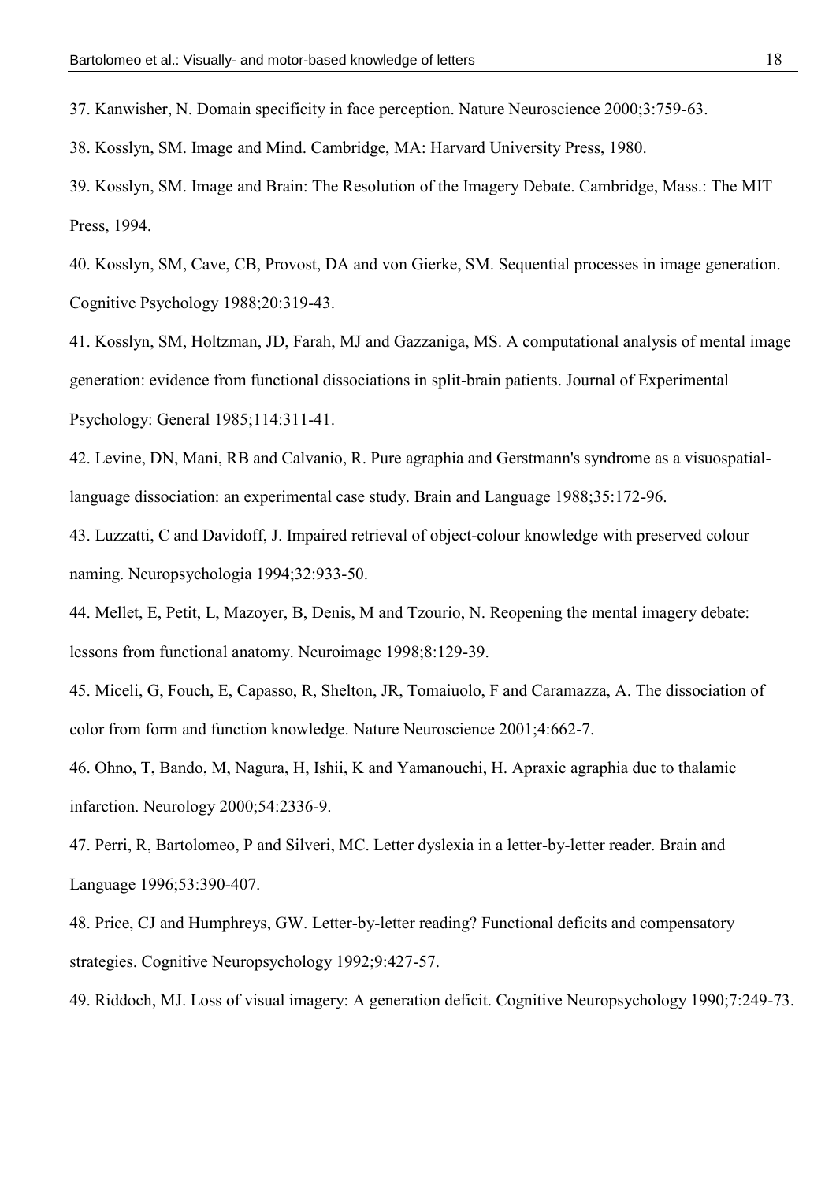37. Kanwisher, N. Domain specificity in face perception. Nature Neuroscience 2000;3:759-63.

38. Kosslyn, SM. Image and Mind. Cambridge, MA: Harvard University Press, 1980.

39. Kosslyn, SM. Image and Brain: The Resolution of the Imagery Debate. Cambridge, Mass.: The MIT Press, 1994.

40. Kosslyn, SM, Cave, CB, Provost, DA and von Gierke, SM. Sequential processes in image generation. Cognitive Psychology 1988;20:319-43.

41. Kosslyn, SM, Holtzman, JD, Farah, MJ and Gazzaniga, MS. A computational analysis of mental image generation: evidence from functional dissociations in split-brain patients. Journal of Experimental Psychology: General 1985;114:311-41.

42. Levine, DN, Mani, RB and Calvanio, R. Pure agraphia and Gerstmann's syndrome as a visuospatial-language dissociation: an experimental case study. Brain and Language 1988;35:172-96.

43. Luzzatti, C and Davidoff, J. Impaired retrieval of object-colour knowledge with preserved colour naming. Neuropsychologia 1994;32:933-50.

44. Mellet, E, Petit, L, Mazoyer, B, Denis, M and Tzourio, N. Reopening the mental imagery debate: lessons from functional anatomy. Neuroimage 1998;8:129-39.

45. Miceli, G, Fouch, E, Capasso, R, Shelton, JR, Tomaiuolo, F and Caramazza, A. The dissociation of color from form and function knowledge. Nature Neuroscience 2001;4:662-7.

46. Ohno, T, Bando, M, Nagura, H, Ishii, K and Yamanouchi, H. Apraxic agraphia due to thalamic infarction. Neurology 2000;54:2336-9.

47. Perri, R, Bartolomeo, P and Silveri, MC. Letter dyslexia in a letter-by-letter reader. Brain and Language 1996;53:390-407.

48. Price, CJ and Humphreys, GW. Letter-by-letter reading? Functional deficits and compensatory strategies. Cognitive Neuropsychology 1992;9:427-57.

49. Riddoch, MJ. Loss of visual imagery: A generation deficit. Cognitive Neuropsychology 1990;7:249-73.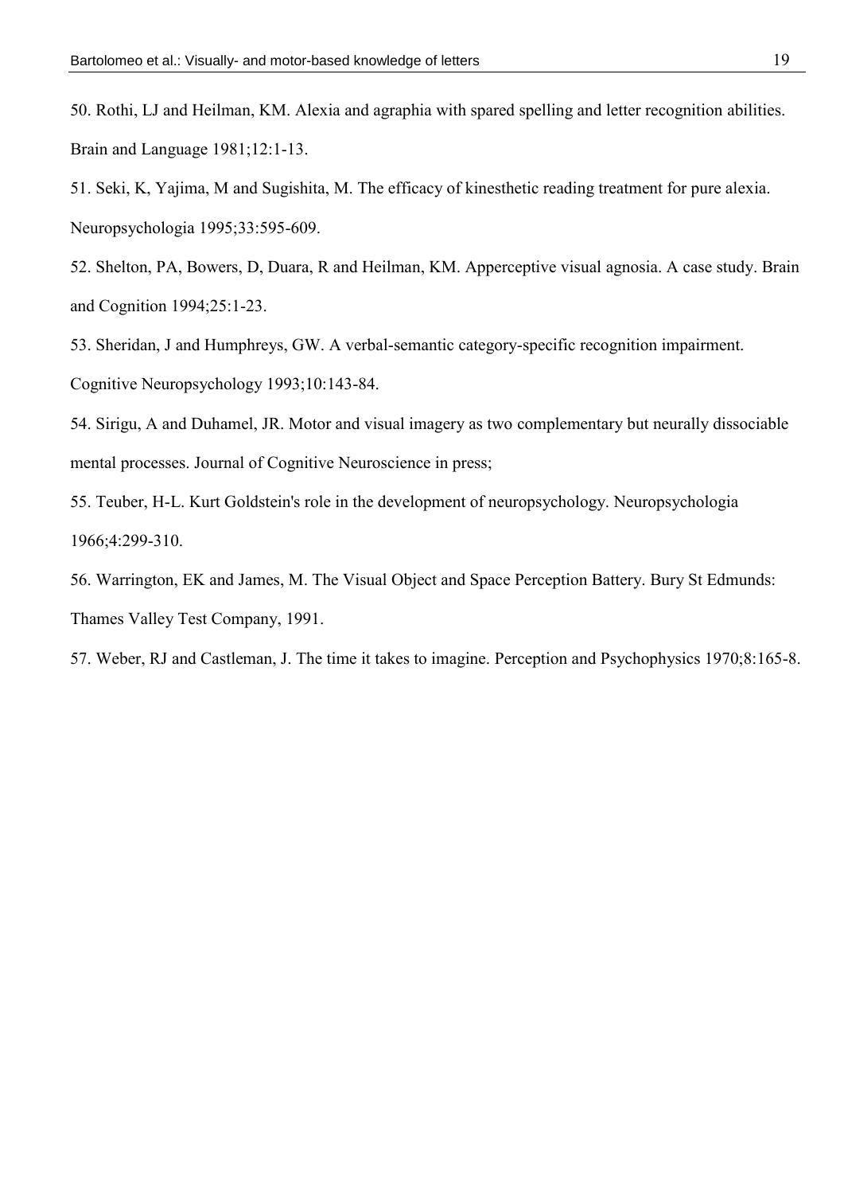50. Rothi, LJ and Heilman, KM. Alexia and agraphia with spared spelling and letter recognition abilities. Brain and Language 1981;12:1-13.

51. Seki, K, Yajima, M and Sugishita, M. The efficacy of kinesthetic reading treatment for pure alexia. Neuropsychologia 1995;33:595-609.

52. Shelton, PA, Bowers, D, Duara, R and Heilman, KM. Apperceptive visual agnosia. A case study. Brain and Cognition 1994;25:1-23.

53. Sheridan, J and Humphreys, GW. A verbal-semantic category-specific recognition impairment. Cognitive Neuropsychology 1993;10:143-84.

54. Sirigu, A and Duhamel, JR. Motor and visual imagery as two complementary but neurally dissociable mental processes. Journal of Cognitive Neuroscience in press;

55. Teuber, H-L. Kurt Goldstein's role in the development of neuropsychology. Neuropsychologia 1966;4:299-310.

56. Warrington, EK and James, M. The Visual Object and Space Perception Battery. Bury St Edmunds: Thames Valley Test Company, 1991.

57. Weber, RJ and Castleman, J. The time it takes to imagine. Perception and Psychophysics 1970;8:165-8.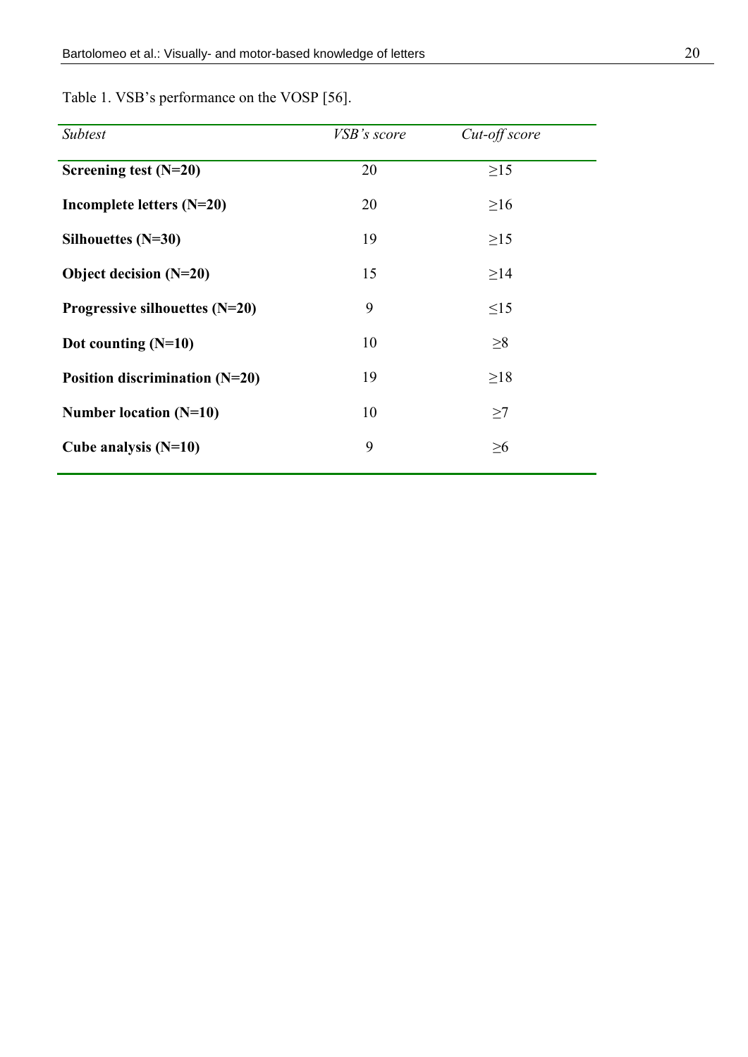Table 1. VSB's performance on the VOSP [56].

| *Subtest* | *VSB's score* | *Cut-off score* |
|---|---|---|
| **Screening test (N=20)** | 20 | ≥15 |
| **Incomplete letters (N=20)** | 20 | ≥16 |
| **Silhouettes (N=30)** | 19 | ≥15 |
| **Object decision (N=20)** | 15 | ≥14 |
| **Progressive silhouettes (N=20)** | 9 | ≤15 |
| **Dot counting (N=10)** | 10 | ≥8 |
| **Position discrimination (N=20)** | 19 | ≥18 |
| **Number location (N=10)** | 10 | ≥7 |
| **Cube analysis (N=10)** | 9 | ≥6 |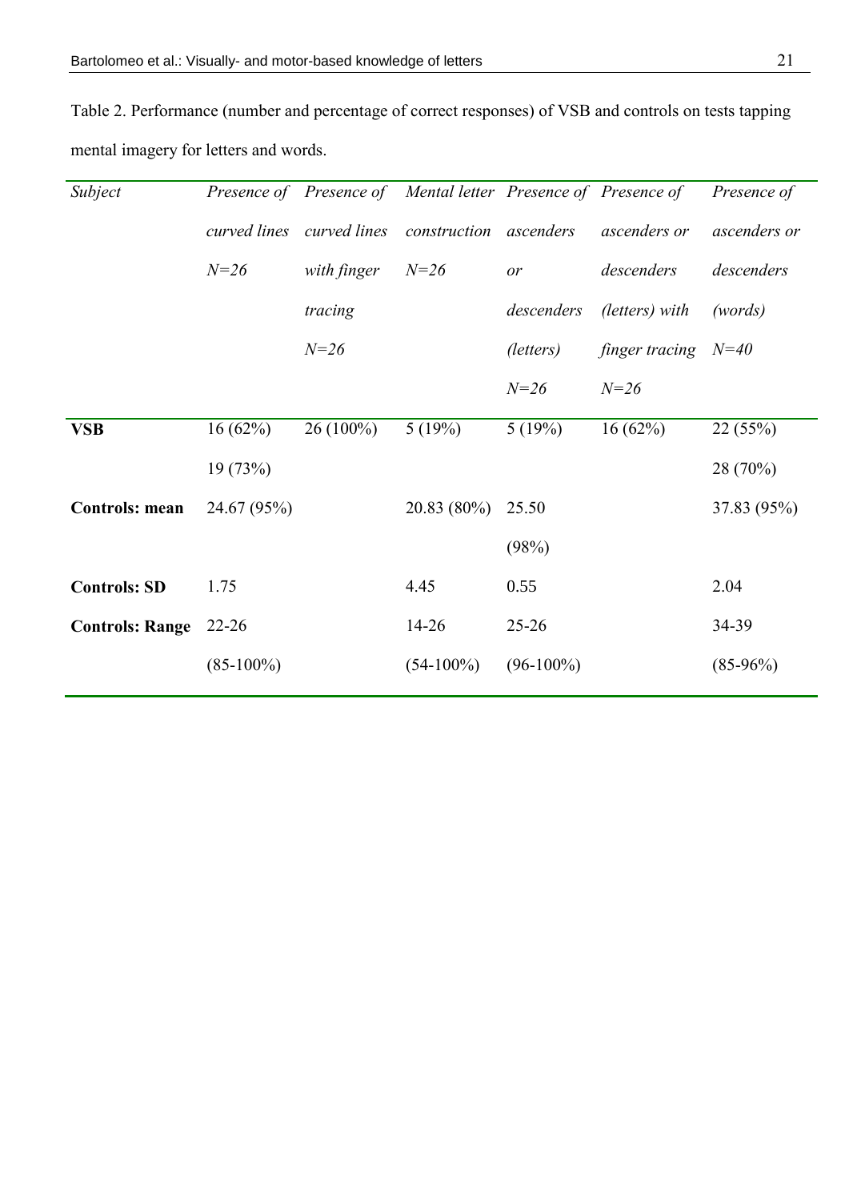Table 2. Performance (number and percentage of correct responses) of VSB and controls on tests tapping mental imagery for letters and words.

| *Subject* | *Presence of curved lines N=26* | *Presence of curved lines with finger tracing N=26* | *Mental letter construction N=26* | *Presence of ascenders or descenders (letters) N=26* | *Presence of ascenders or descenders (letters) with finger tracing N=26* | *Presence of ascenders or descenders (words) N=40* |
|---|---|---|---|---|---|---|
| **VSB** | 16 (62%) 19 (73%) | 26 (100%) | 5 (19%) | 5 (19%) | 16 (62%) | 22 (55%) 28 (70%) |
| **Controls: mean** | 24.67 (95%) | | 20.83 (80%) | 25.50 (98%) | | 37.83 (95%) |
| **Controls: SD** | 1.75 | | 4.45 | 0.55 | | 2.04 |
| **Controls: Range** | 22-26 (85-100%) | | 14-26 (54-100%) | 25-26 (96-100%) | | 34-39 (85-96%) |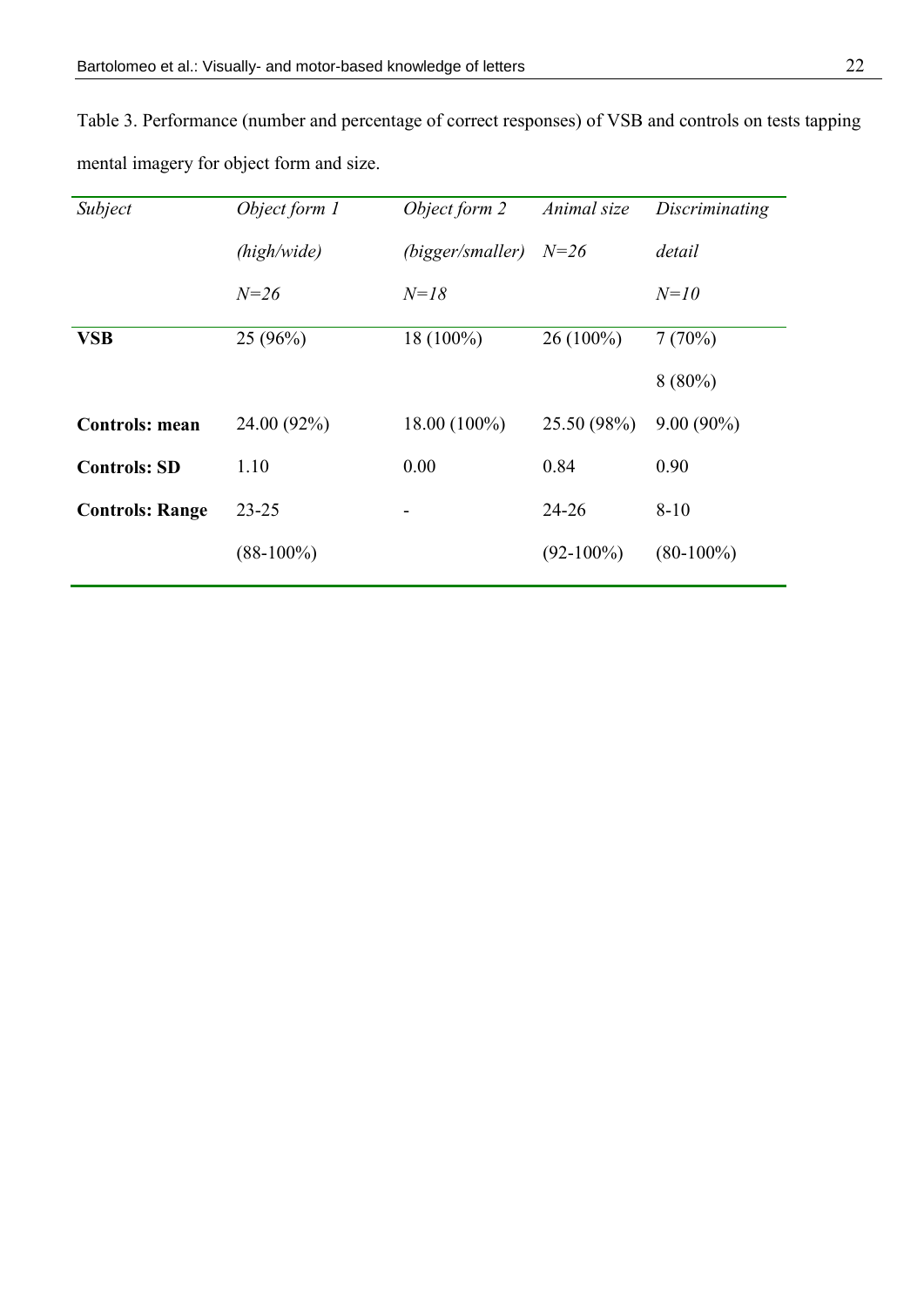Table 3. Performance (number and percentage of correct responses) of VSB and controls on tests tapping mental imagery for object form and size.

| *Subject* | *Object form 1 (high/wide) N=26* | *Object form 2 (bigger/smaller) N=18* | *Animal size N=26* | *Discriminating detail N=10* |
|---|---|---|---|---|
| **VSB** | 25 (96%) | 18 (100%) | 26 (100%) | 7 (70%) |
| | | | | 8 (80%) |
| **Controls: mean** | 24.00 (92%) | 18.00 (100%) | 25.50 (98%) | 9.00 (90%) |
| **Controls: SD** | 1.10 | 0.00 | 0.84 | 0.90 |
| **Controls: Range** | 23-25 (88-100%) | - | 24-26 (92-100%) | 8-10 (80-100%) |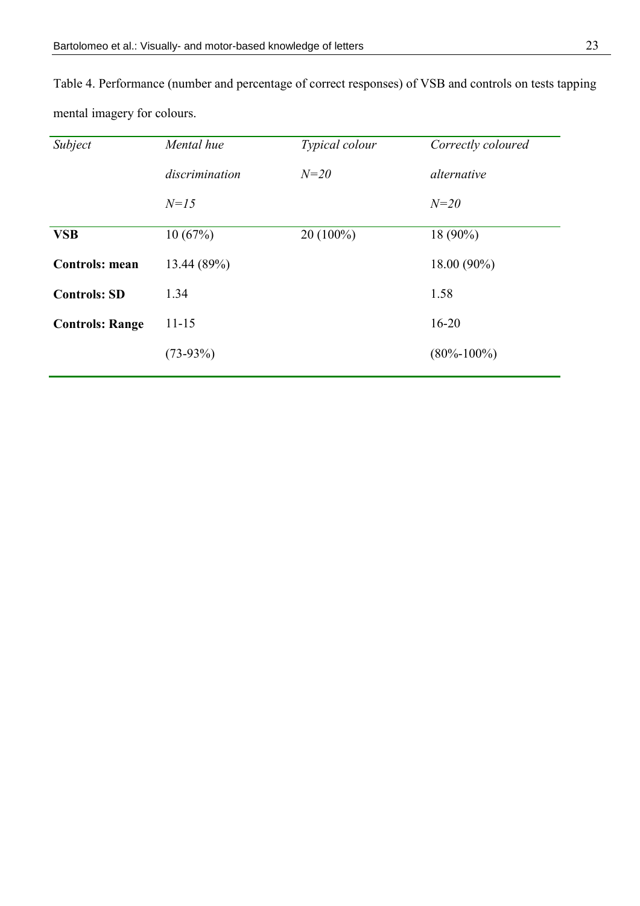Table 4. Performance (number and percentage of correct responses) of VSB and controls on tests tapping mental imagery for colours.

| *Subject* | *Mental hue discrimination N=15* | *Typical colour N=20* | *Correctly coloured alternative N=20* |
|---|---|---|---|
| **VSB** | 10 (67%) | 20 (100%) | 18 (90%) |
| **Controls: mean** | 13.44 (89%) | | 18.00 (90%) |
| **Controls: SD** | 1.34 | | 1.58 |
| **Controls: Range** | 11-15 (73-93%) | | 16-20 (80%-100%) |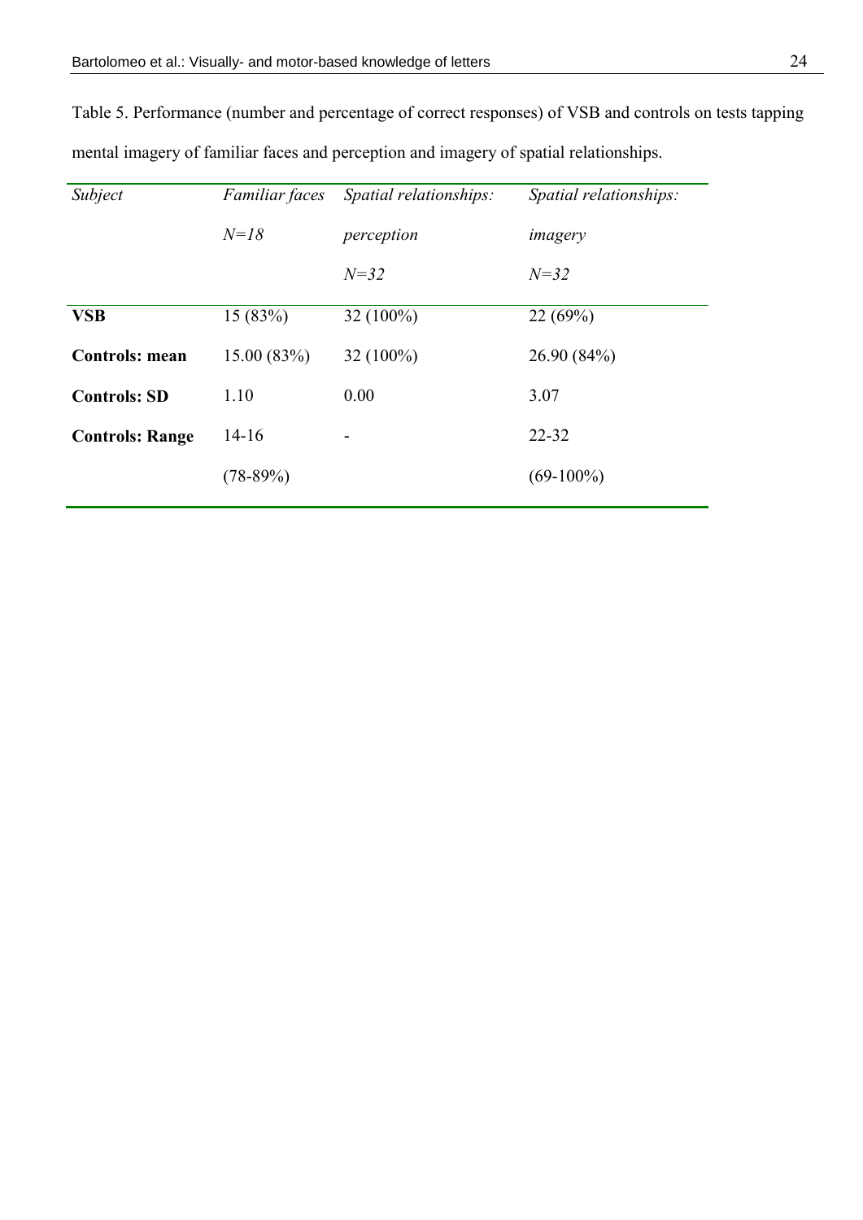Table 5. Performance (number and percentage of correct responses) of VSB and controls on tests tapping mental imagery of familiar faces and perception and imagery of spatial relationships.

| *Subject* | *Familiar faces* *N=18* | *Spatial relationships: perception* *N=32* | *Spatial relationships: imagery* *N=32* |
|---|---|---|---|
| **VSB** | 15 (83%) | 32 (100%) | 22 (69%) |
| **Controls: mean** | 15.00 (83%) | 32 (100%) | 26.90 (84%) |
| **Controls: SD** | 1.10 | 0.00 | 3.07 |
| **Controls: Range** | 14-16 (78-89%) | - | 22-32 (69-100%) |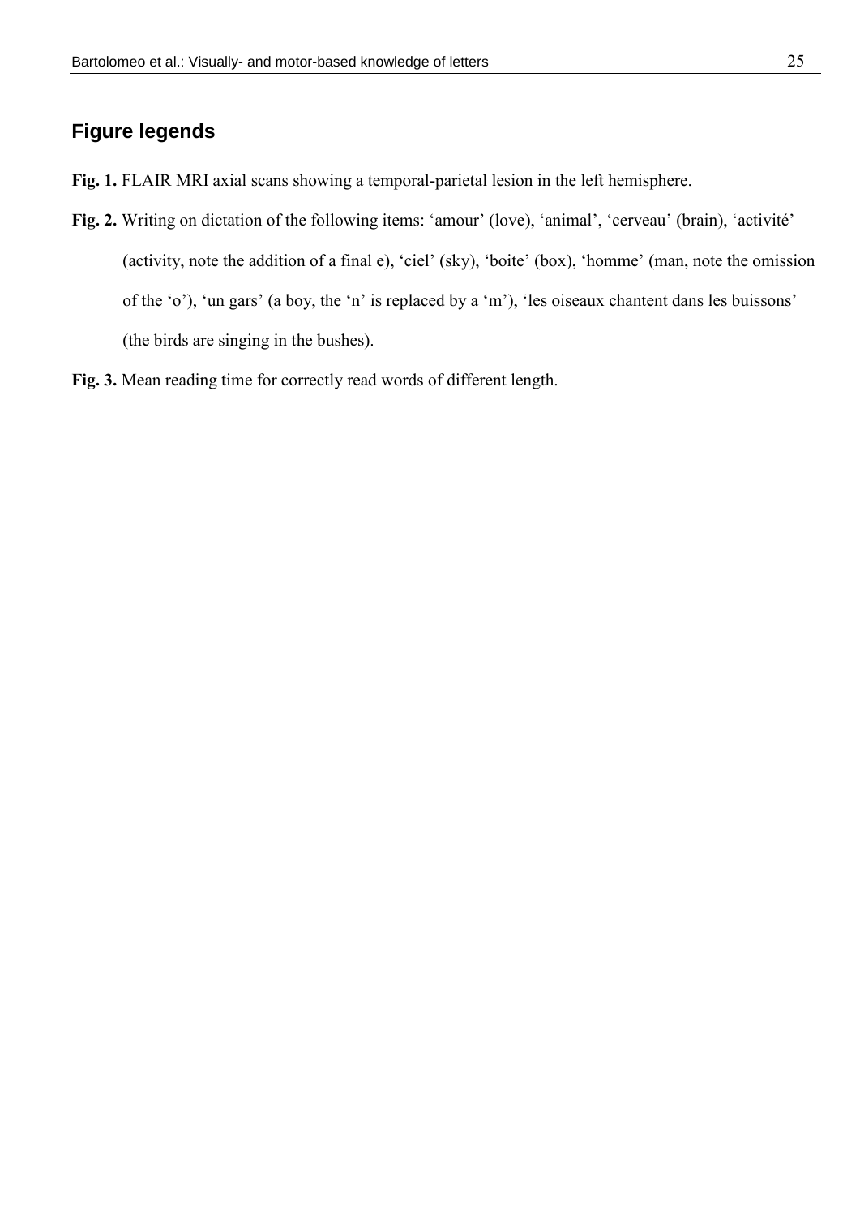## Figure legends

**Fig. 1.** FLAIR MRI axial scans showing a temporal-parietal lesion in the left hemisphere.

**Fig. 2.** Writing on dictation of the following items: 'amour' (love), 'animal', 'cerveau' (brain), 'activité' (activity, note the addition of a final e), 'ciel' (sky), 'boite' (box), 'homme' (man, note the omission of the 'o'), 'un gars' (a boy, the 'n' is replaced by a 'm'), 'les oiseaux chantent dans les buissons' (the birds are singing in the bushes).

**Fig. 3.** Mean reading time for correctly read words of different length.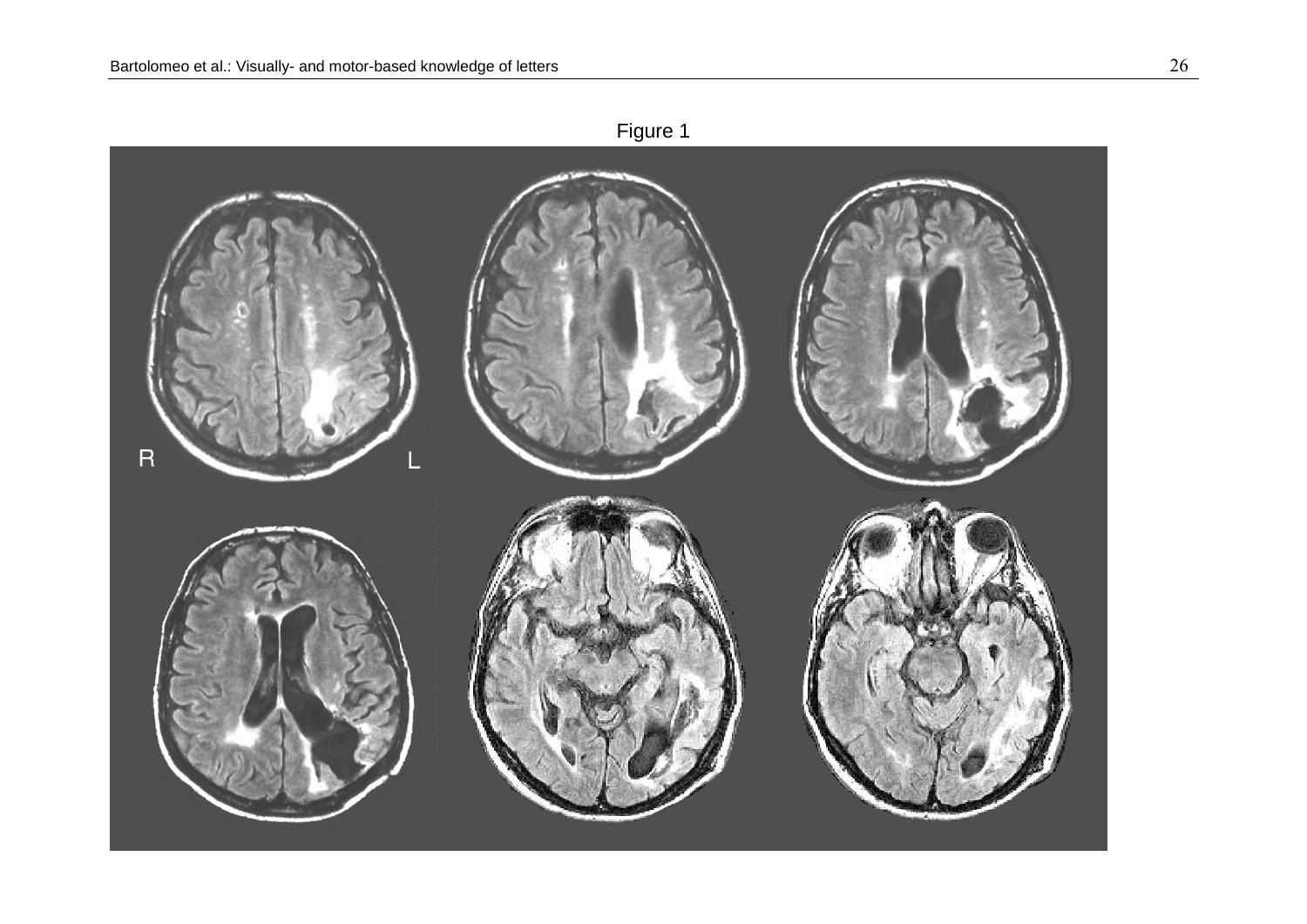Figure 1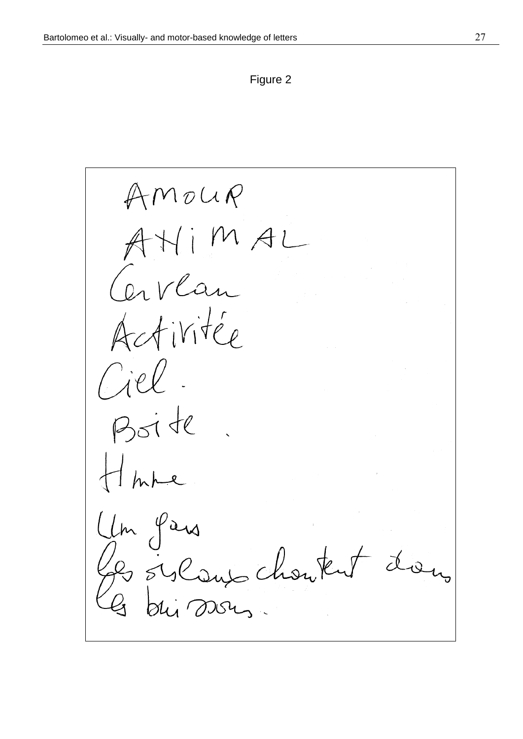Figure 2

AMOUR

AHiMAL

Carvlau

Activitée

Ciel.

Boite.

Hmme

Um gars

les sisloups chantent dans les buissons.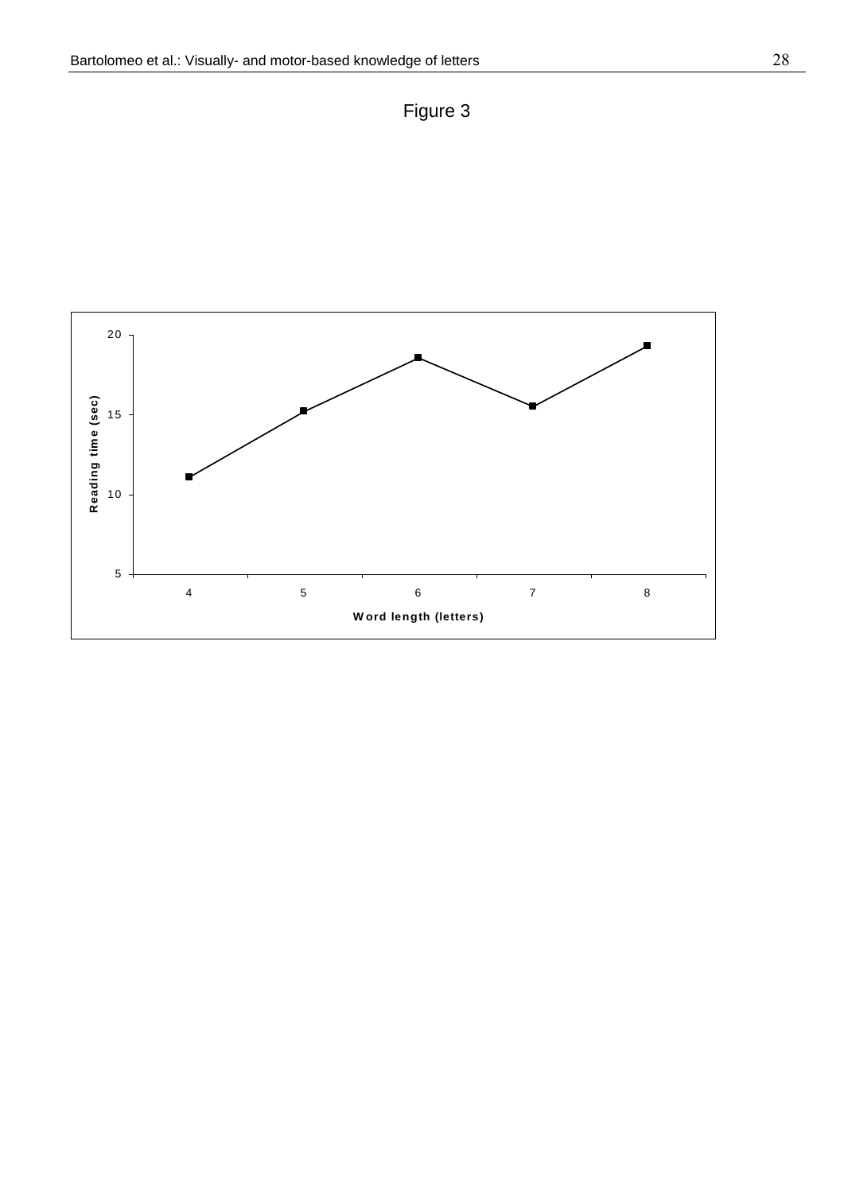Figure 3

20
15
10
5

Reading time (sec)

4
5
6
7
8

Word length (letters)